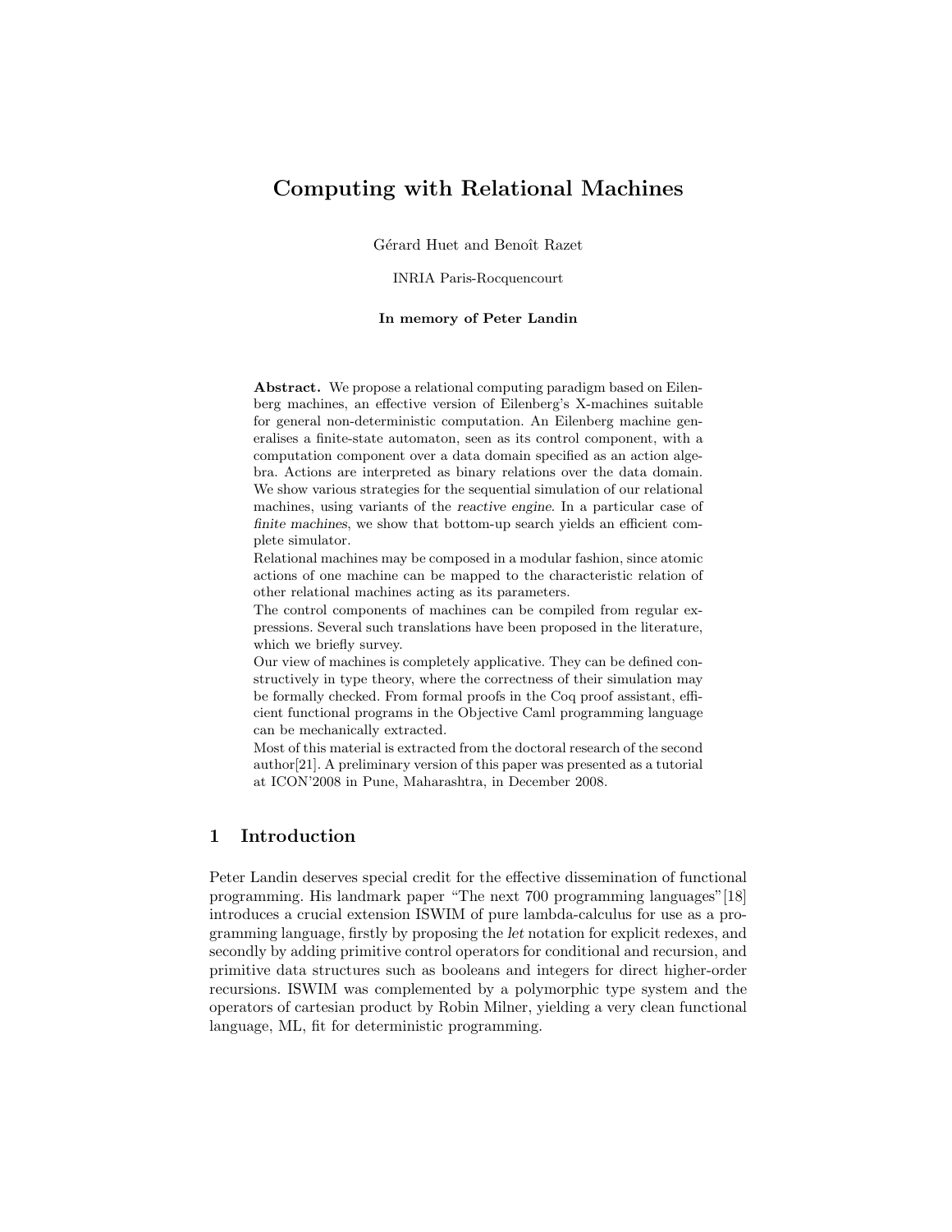# Computing with Relational Machines

Gérard Huet and Benoît Razet

INRIA Paris-Rocquencourt

**In memory of Peter Landin**

**Abstract.** We propose a relational computing paradigm based on Eilenberg machines, an effective version of Eilenberg's X-machines suitable for general non-deterministic computation. An Eilenberg machine generalises a finite-state automaton, seen as its control component, with a computation component over a data domain specified as an action algebra. Actions are interpreted as binary relations over the data domain. We show various strategies for the sequential simulation of our relational machines, using variants of the *reactive engine*. In a particular case of *finite machines*, we show that bottom-up search yields an efficient complete simulator.

Relational machines may be composed in a modular fashion, since atomic actions of one machine can be mapped to the characteristic relation of other relational machines acting as its parameters.

The control components of machines can be compiled from regular expressions. Several such translations have been proposed in the literature, which we briefly survey.

Our view of machines is completely applicative. They can be defined constructively in type theory, where the correctness of their simulation may be formally checked. From formal proofs in the Coq proof assistant, efficient functional programs in the Objective Caml programming language can be mechanically extracted.

Most of this material is extracted from the doctoral research of the second author[21]. A preliminary version of this paper was presented as a tutorial at ICON'2008 in Pune, Maharashtra, in December 2008.

## 1 Introduction

Peter Landin deserves special credit for the effective dissemination of functional programming. His landmark paper "The next 700 programming languages"[18] introduces a crucial extension ISWIM of pure lambda-calculus for use as a programming language, firstly by proposing the *let* notation for explicit redexes, and secondly by adding primitive control operators for conditional and recursion, and primitive data structures such as booleans and integers for direct higher-order recursions. ISWIM was complemented by a polymorphic type system and the operators of cartesian product by Robin Milner, yielding a very clean functional language, ML, fit for deterministic programming.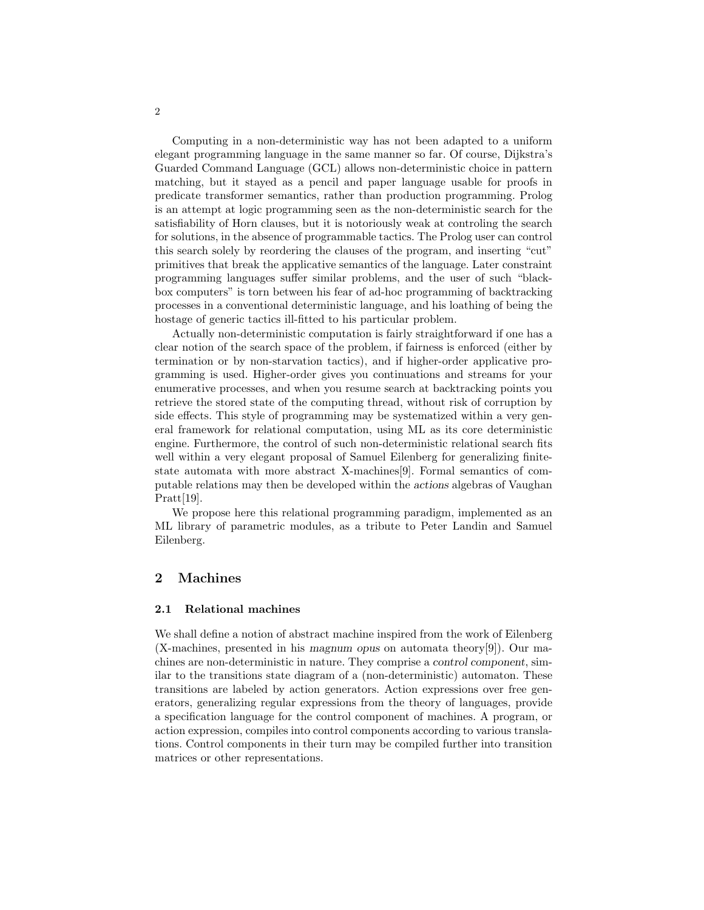Computing in a non-deterministic way has not been adapted to a uniform elegant programming language in the same manner so far. Of course, Dijkstra's Guarded Command Language (GCL) allows non-deterministic choice in pattern matching, but it stayed as a pencil and paper language usable for proofs in predicate transformer semantics, rather than production programming. Prolog is an attempt at logic programming seen as the non-deterministic search for the satisfiability of Horn clauses, but it is notoriously weak at controling the search for solutions, in the absence of programmable tactics. The Prolog user can control this search solely by reordering the clauses of the program, and inserting "cut" primitives that break the applicative semantics of the language. Later constraint programming languages suffer similar problems, and the user of such "black-box computers" is torn between his fear of ad-hoc programming of backtracking processes in a conventional deterministic language, and his loathing of being the hostage of generic tactics ill-fitted to his particular problem.

Actually non-deterministic computation is fairly straightforward if one has a clear notion of the search space of the problem, if fairness is enforced (either by termination or by non-starvation tactics), and if higher-order applicative programming is used. Higher-order gives you continuations and streams for your enumerative processes, and when you resume search at backtracking points you retrieve the stored state of the computing thread, without risk of corruption by side effects. This style of programming may be systematized within a very general framework for relational computation, using ML as its core deterministic engine. Furthermore, the control of such non-deterministic relational search fits well within a very elegant proposal of Samuel Eilenberg for generalizing finite-state automata with more abstract X-machines[9]. Formal semantics of computable relations may then be developed within the *actions* algebras of Vaughan Pratt[19].

We propose here this relational programming paradigm, implemented as an ML library of parametric modules, as a tribute to Peter Landin and Samuel Eilenberg.

## 2 Machines

### 2.1 Relational machines

We shall define a notion of abstract machine inspired from the work of Eilenberg (X-machines, presented in his *magnum opus* on automata theory[9]). Our machines are non-deterministic in nature. They comprise a *control component*, similar to the transitions state diagram of a (non-deterministic) automaton. These transitions are labeled by action generators. Action expressions over free generators, generalizing regular expressions from the theory of languages, provide a specification language for the control component of machines. A program, or action expression, compiles into control components according to various translations. Control components in their turn may be compiled further into transition matrices or other representations.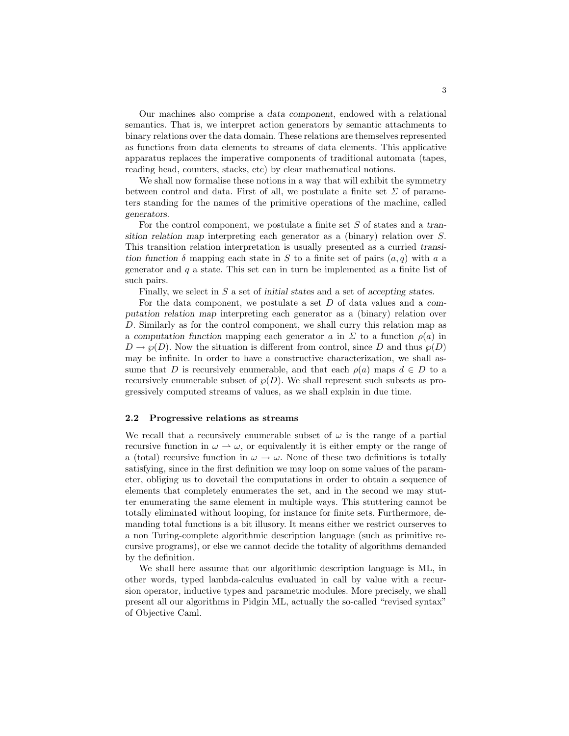Our machines also comprise a *data component*, endowed with a relational semantics. That is, we interpret action generators by semantic attachments to binary relations over the data domain. These relations are themselves represented as functions from data elements to streams of data elements. This applicative apparatus replaces the imperative components of traditional automata (tapes, reading head, counters, stacks, etc) by clear mathematical notions.

We shall now formalise these notions in a way that will exhibit the symmetry between control and data. First of all, we postulate a finite set $\Sigma$ of parameters standing for the names of the primitive operations of the machine, called *generators*.

For the control component, we postulate a finite set $S$ of states and a *transition relation map* interpreting each generator as a (binary) relation over $S$. This transition relation interpretation is usually presented as a curried *transition function* $\delta$ mapping each state in $S$ to a finite set of pairs $(a, q)$ with $a$ a generator and $q$ a state. This set can in turn be implemented as a finite list of such pairs.

Finally, we select in $S$ a set of *initial states* and a set of *accepting states*.

For the data component, we postulate a set $D$ of data values and a *computation relation map* interpreting each generator as a (binary) relation over $D$. Similarly as for the control component, we shall curry this relation map as a *computation function* mapping each generator $a$ in $\Sigma$ to a function $\rho(a)$ in $D \rightarrow \wp(D)$. Now the situation is different from control, since $D$ and thus $\wp(D)$ may be infinite. In order to have a constructive characterization, we shall assume that $D$ is recursively enumerable, and that each $\rho(a)$ maps $d \in D$ to a recursively enumerable subset of $\wp(D)$. We shall represent such subsets as progressively computed streams of values, as we shall explain in due time.

### 2.2 Progressive relations as streams

We recall that a recursively enumerable subset of $\omega$ is the range of a partial recursive function in $\omega \rightharpoonup \omega$, or equivalently it is either empty or the range of a (total) recursive function in $\omega \rightarrow \omega$. None of these two definitions is totally satisfying, since in the first definition we may loop on some values of the parameter, obliging us to dovetail the computations in order to obtain a sequence of elements that completely enumerates the set, and in the second we may stutter enumerating the same element in multiple ways. This stuttering cannot be totally eliminated without looping, for instance for finite sets. Furthermore, demanding total functions is a bit illusory. It means either we restrict ourserves to a non Turing-complete algorithmic description language (such as primitive recursive programs), or else we cannot decide the totality of algorithms demanded by the definition.

We shall here assume that our algorithmic description language is ML, in other words, typed lambda-calculus evaluated in call by value with a recursion operator, inductive types and parametric modules. More precisely, we shall present all our algorithms in Pidgin ML, actually the so-called "revised syntax" of Objective Caml.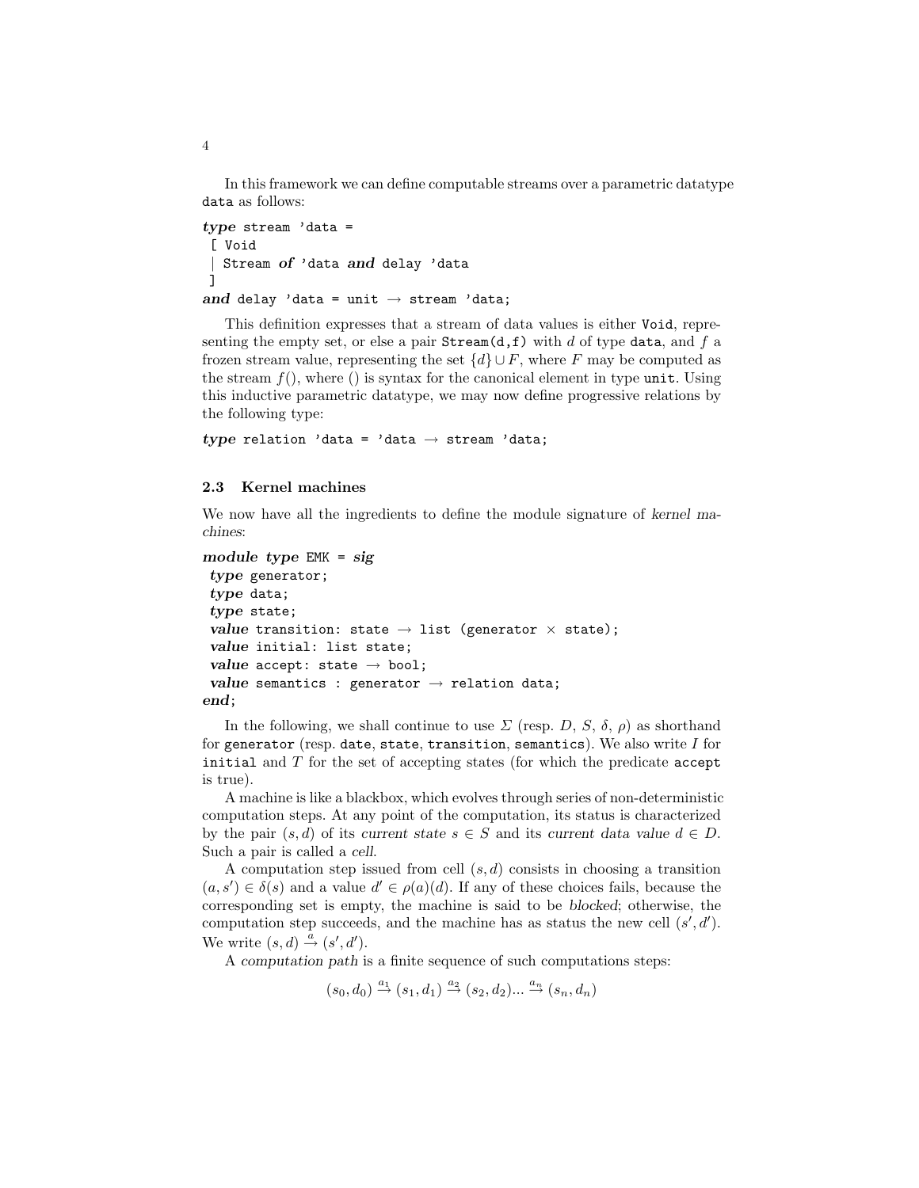In this framework we can define computable streams over a parametric datatype `data` as follows:

```
type stream 'data =
 [ Void
 | Stream of 'data and delay 'data
 ]
and delay 'data = unit → stream 'data;
```

This definition expresses that a stream of data values is either `Void`, representing the empty set, or else a pair `Stream(d,f)` with $d$ of type `data`, and $f$ a frozen stream value, representing the set $\{d\} \cup F$, where $F$ may be computed as the stream $f()$, where () is syntax for the canonical element in type `unit`. Using this inductive parametric datatype, we may now define progressive relations by the following type:

```
type relation 'data = 'data → stream 'data;
```

### 2.3 Kernel machines

We now have all the ingredients to define the module signature of *kernel machines*:

```
module type EMK = sig
 type generator;
 type data;
 type state;
 value transition: state → list (generator × state);
 value initial: list state;
 value accept: state → bool;
 value semantics : generator → relation data;
end;
```

In the following, we shall continue to use $\Sigma$ (resp. $D$, $S$, $\delta$, $\rho$) as shorthand for `generator` (resp. `date`, `state`, `transition`, `semantics`). We also write $I$ for `initial` and $T$ for the set of accepting states (for which the predicate `accept` is true).

A machine is like a blackbox, which evolves through series of non-deterministic computation steps. At any point of the computation, its status is characterized by the pair $(s, d)$ of its *current state* $s \in S$ and its *current data value* $d \in D$. Such a pair is called a *cell*.

A computation step issued from cell $(s, d)$ consists in choosing a transition $(a, s') \in \delta(s)$ and a value $d' \in \rho(a)(d)$. If any of these choices fails, because the corresponding set is empty, the machine is said to be *blocked*; otherwise, the computation step succeeds, and the machine has as status the new cell $(s', d')$. We write $(s, d) \xrightarrow{a} (s', d')$.

A *computation path* is a finite sequence of such computations steps:

$$(s_0, d_0) \xrightarrow{a_1} (s_1, d_1) \xrightarrow{a_2} (s_2, d_2) ... \xrightarrow{a_n} (s_n, d_n)$$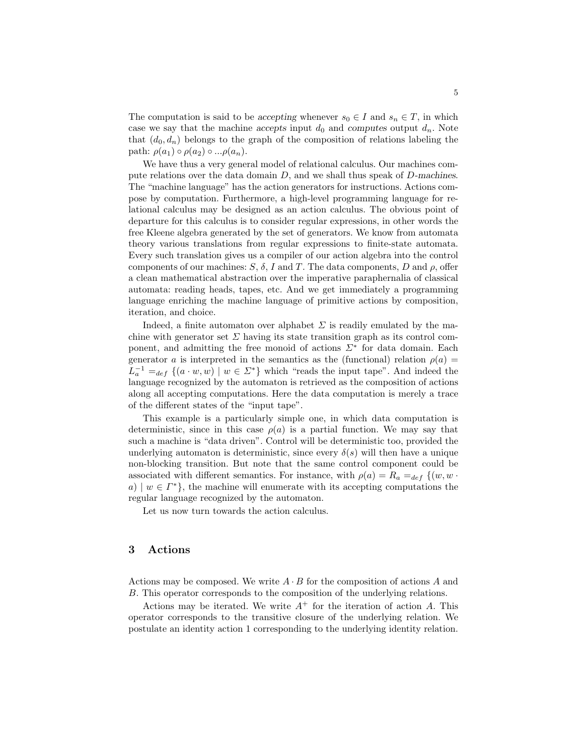The computation is said to be *accepting* whenever $s_0 \in I$ and $s_n \in T$, in which case we say that the machine *accepts* input $d_0$ and *computes* output $d_n$. Note that $(d_0, d_n)$ belongs to the graph of the composition of relations labeling the path: $\rho(a_1) \circ \rho(a_2) \circ ... \rho(a_n)$.

We have thus a very general model of relational calculus. Our machines compute relations over the data domain $D$, and we shall thus speak of *$D$-machines*. The "machine language" has the action generators for instructions. Actions compose by computation. Furthermore, a high-level programming language for relational calculus may be designed as an action calculus. The obvious point of departure for this calculus is to consider regular expressions, in other words the free Kleene algebra generated by the set of generators. We know from automata theory various translations from regular expressions to finite-state automata. Every such translation gives us a compiler of our action algebra into the control components of our machines: $S$, $\delta$, $I$ and $T$. The data components, $D$ and $\rho$, offer a clean mathematical abstraction over the imperative paraphernalia of classical automata: reading heads, tapes, etc. And we get immediately a programming language enriching the machine language of primitive actions by composition, iteration, and choice.

Indeed, a finite automaton over alphabet $\Sigma$ is readily emulated by the machine with generator set $\Sigma$ having its state transition graph as its control component, and admitting the free monoid of actions $\Sigma^*$ for data domain. Each generator $a$ is interpreted in the semantics as the (functional) relation $\rho(a) = L_a^{-1} =_{def} \{(a \cdot w, w) \mid w \in \Sigma^*\}$ which "reads the input tape". And indeed the language recognized by the automaton is retrieved as the composition of actions along all accepting computations. Here the data computation is merely a trace of the different states of the "input tape".

This example is a particularly simple one, in which data computation is deterministic, since in this case $\rho(a)$ is a partial function. We may say that such a machine is "data driven". Control will be deterministic too, provided the underlying automaton is deterministic, since every $\delta(s)$ will then have a unique non-blocking transition. But note that the same control component could be associated with different semantics. For instance, with $\rho(a) = R_a =_{def} \{(w, w \cdot a) \mid w \in \Gamma^*\}$, the machine will enumerate with its accepting computations the regular language recognized by the automaton.

Let us now turn towards the action calculus.

## 3 Actions

Actions may be composed. We write $A \cdot B$ for the composition of actions $A$ and $B$. This operator corresponds to the composition of the underlying relations.

Actions may be iterated. We write $A^+$ for the iteration of action $A$. This operator corresponds to the transitive closure of the underlying relation. We postulate an identity action 1 corresponding to the underlying identity relation.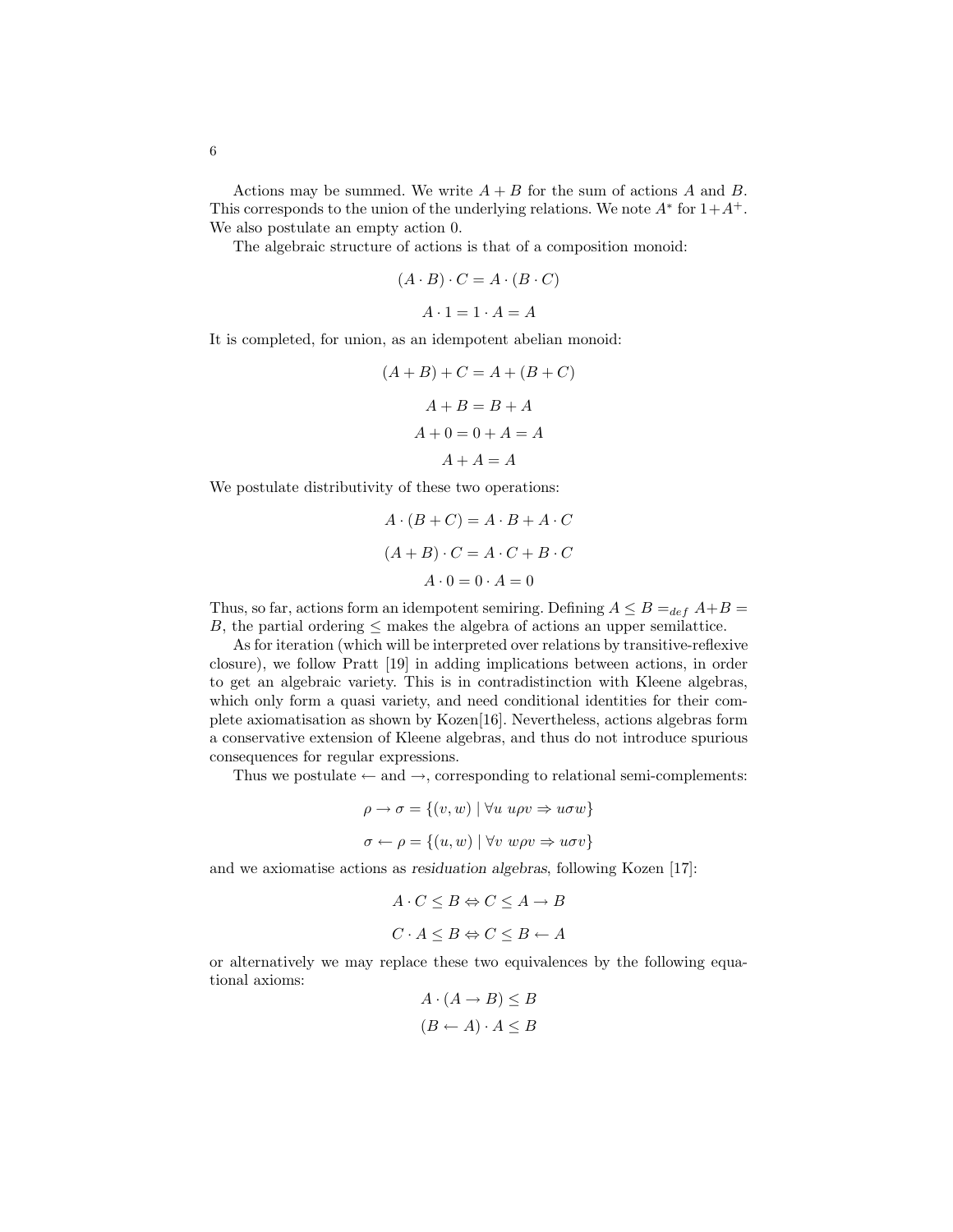Actions may be summed. We write $A + B$ for the sum of actions $A$ and $B$. This corresponds to the union of the underlying relations. We note $A^*$ for $1+A^+$. We also postulate an empty action 0.

The algebraic structure of actions is that of a composition monoid:

$$(A \cdot B) \cdot C = A \cdot (B \cdot C)$$

$$A \cdot 1 = 1 \cdot A = A$$

It is completed, for union, as an idempotent abelian monoid:

$$(A + B) + C = A + (B + C)$$

$$A + B = B + A$$

$$A + 0 = 0 + A = A$$

$$A + A = A$$

We postulate distributivity of these two operations:

$$A \cdot (B + C) = A \cdot B + A \cdot C$$

$$(A + B) \cdot C = A \cdot C + B \cdot C$$

$$A \cdot 0 = 0 \cdot A = 0$$

Thus, so far, actions form an idempotent semiring. Defining $A \leq B =_{def} A+B = B$, the partial ordering $\leq$ makes the algebra of actions an upper semilattice.

As for iteration (which will be interpreted over relations by transitive-reflexive closure), we follow Pratt [19] in adding implications between actions, in order to get an algebraic variety. This is in contradistinction with Kleene algebras, which only form a quasi variety, and need conditional identities for their complete axiomatisation as shown by Kozen[16]. Nevertheless, actions algebras form a conservative extension of Kleene algebras, and thus do not introduce spurious consequences for regular expressions.

Thus we postulate $\leftarrow$ and $\rightarrow$, corresponding to relational semi-complements:

$$\rho \rightarrow \sigma = \{(v, w) \mid \forall u \ u\rho v \Rightarrow u\sigma w\}$$

$$\sigma \leftarrow \rho = \{(u, w) \mid \forall v \ w\rho v \Rightarrow u\sigma v\}$$

and we axiomatise actions as *residuation algebras*, following Kozen [17]:

$$A \cdot C \leq B \Leftrightarrow C \leq A \rightarrow B$$

$$C \cdot A \leq B \Leftrightarrow C \leq B \leftarrow A$$

or alternatively we may replace these two equivalences by the following equational axioms:

$$A \cdot (A \rightarrow B) \leq B$$

$$(B \leftarrow A) \cdot A \leq B$$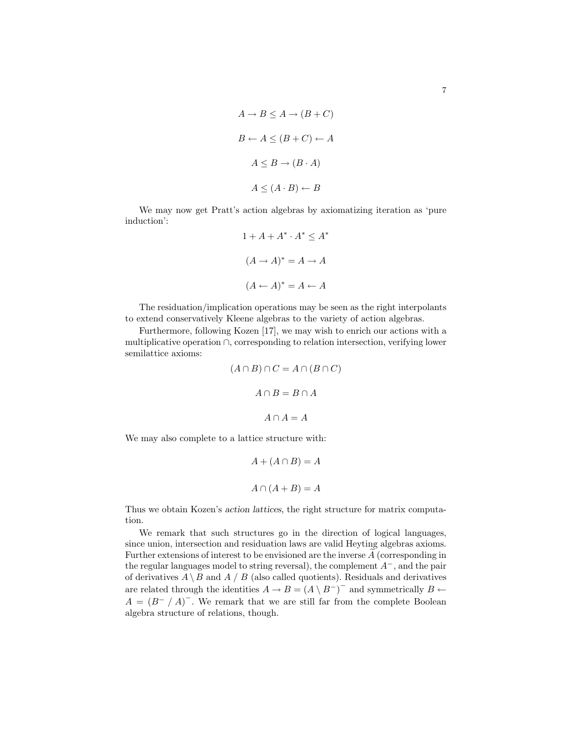$$A \rightarrow B \leq A \rightarrow (B + C)$$

$$B \leftarrow A \leq (B + C) \leftarrow A$$

$$A \leq B \rightarrow (B \cdot A)$$

$$A \leq (A \cdot B) \leftarrow B$$

We may now get Pratt's action algebras by axiomatizing iteration as 'pure induction':

$$1 + A + A^* \cdot A^* \leq A^*$$

$$(A \rightarrow A)^* = A \rightarrow A$$

$$(A \leftarrow A)^* = A \leftarrow A$$

The residuation/implication operations may be seen as the right interpolants to extend conservatively Kleene algebras to the variety of action algebras.

Furthermore, following Kozen [17], we may wish to enrich our actions with a multiplicative operation $\cap$, corresponding to relation intersection, verifying lower semilattice axioms:

$$(A \cap B) \cap C = A \cap (B \cap C)$$

$$A \cap B = B \cap A$$

$$A \cap A = A$$

We may also complete to a lattice structure with:

$$A + (A \cap B) = A$$

$$A \cap (A + B) = A$$

Thus we obtain Kozen's *action lattices*, the right structure for matrix computation.

We remark that such structures go in the direction of logical languages, since union, intersection and residuation laws are valid Heyting algebras axioms. Further extensions of interest to be envisioned are the inverse $\widetilde{A}$ (corresponding in the regular languages model to string reversal), the complement $A^-$, and the pair of derivatives $A \setminus B$ and $A \mathbin{/} B$ (also called quotients). Residuals and derivatives are related through the identities $A \rightarrow B = (A \setminus B^-)^-$ and symmetrically $B \leftarrow A = (B^- \mathbin{/} A)^-$. We remark that we are still far from the complete Boolean algebra structure of relations, though.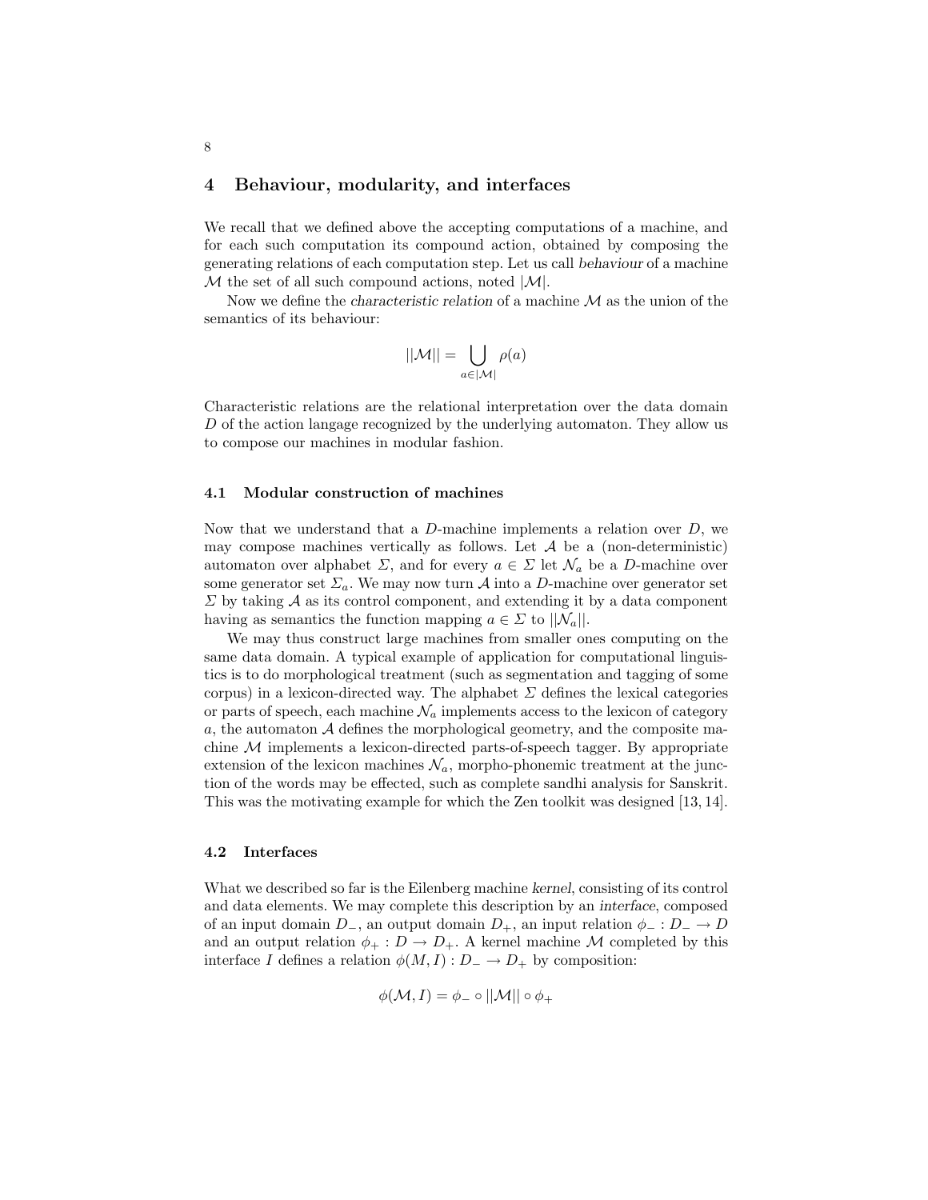## 4 Behaviour, modularity, and interfaces

We recall that we defined above the accepting computations of a machine, and for each such computation its compound action, obtained by composing the generating relations of each computation step. Let us call *behaviour* of a machine $\mathcal{M}$ the set of all such compound actions, noted $|\mathcal{M}|$.

Now we define the *characteristic relation* of a machine $\mathcal{M}$ as the union of the semantics of its behaviour:

$$||\mathcal{M}|| = \bigcup_{a \in |\mathcal{M}|} \rho(a)$$

Characteristic relations are the relational interpretation over the data domain $D$ of the action langage recognized by the underlying automaton. They allow us to compose our machines in modular fashion.

### 4.1 Modular construction of machines

Now that we understand that a $D$-machine implements a relation over $D$, we may compose machines vertically as follows. Let $\mathcal{A}$ be a (non-deterministic) automaton over alphabet $\Sigma$, and for every $a \in \Sigma$ let $\mathcal{N}_a$ be a $D$-machine over some generator set $\Sigma_a$. We may now turn $\mathcal{A}$ into a $D$-machine over generator set $\Sigma$ by taking $\mathcal{A}$ as its control component, and extending it by a data component having as semantics the function mapping $a \in \Sigma$ to $||\mathcal{N}_a||$.

We may thus construct large machines from smaller ones computing on the same data domain. A typical example of application for computational linguistics is to do morphological treatment (such as segmentation and tagging of some corpus) in a lexicon-directed way. The alphabet $\Sigma$ defines the lexical categories or parts of speech, each machine $\mathcal{N}_a$ implements access to the lexicon of category $a$, the automaton $\mathcal{A}$ defines the morphological geometry, and the composite machine $\mathcal{M}$ implements a lexicon-directed parts-of-speech tagger. By appropriate extension of the lexicon machines $\mathcal{N}_a$, morpho-phonemic treatment at the junction of the words may be effected, such as complete sandhi analysis for Sanskrit. This was the motivating example for which the Zen toolkit was designed [13, 14].

### 4.2 Interfaces

What we described so far is the Eilenberg machine *kernel*, consisting of its control and data elements. We may complete this description by an *interface*, composed of an input domain $D_-$, an output domain $D_+$, an input relation $\phi_- : D_- \to D$ and an output relation $\phi_+ : D \to D_+$. A kernel machine $\mathcal{M}$ completed by this interface $I$ defines a relation $\phi(M, I) : D_- \to D_+$ by composition:

$$\phi(\mathcal{M}, I) = \phi_- \circ ||\mathcal{M}|| \circ \phi_+$$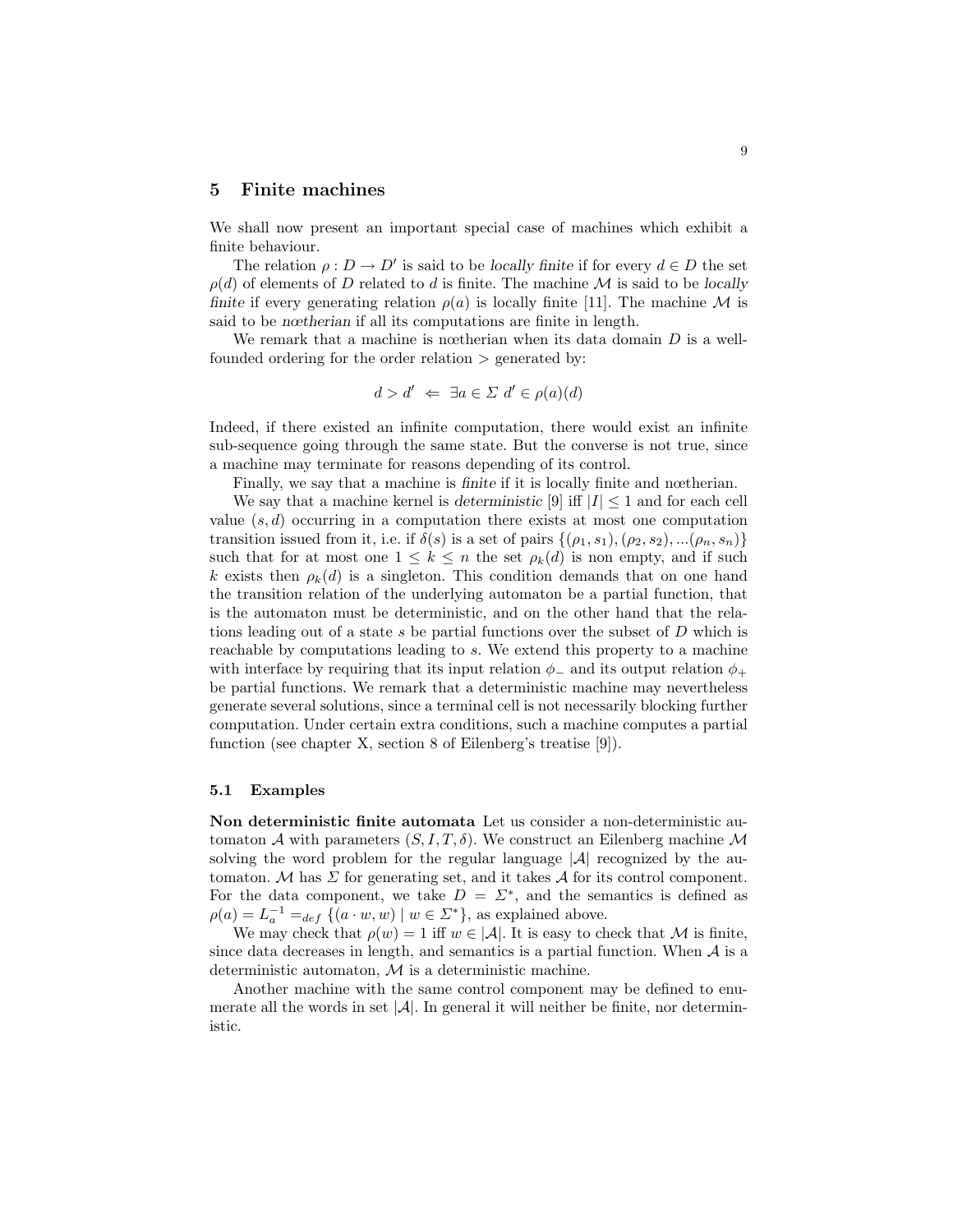## 5 Finite machines

We shall now present an important special case of machines which exhibit a finite behaviour.

The relation $\rho : D \to D'$ is said to be *locally finite* if for every $d \in D$ the set $\rho(d)$ of elements of $D$ related to $d$ is finite. The machine $\mathcal{M}$ is said to be *locally finite* if every generating relation $\rho(a)$ is locally finite [11]. The machine $\mathcal{M}$ is said to be *nœtherian* if all its computations are finite in length.

We remark that a machine is nœtherian when its data domain $D$ is a well-founded ordering for the order relation $>$ generated by:

$$d > d' \;\Leftarrow\; \exists a \in \Sigma \; d' \in \rho(a)(d)$$

Indeed, if there existed an infinite computation, there would exist an infinite sub-sequence going through the same state. But the converse is not true, since a machine may terminate for reasons depending of its control.

Finally, we say that a machine is *finite* if it is locally finite and nœtherian.

We say that a machine kernel is *deterministic* [9] iff $|I| \leq 1$ and for each cell value $(s, d)$ occurring in a computation there exists at most one computation transition issued from it, i.e. if $\delta(s)$ is a set of pairs $\{(\rho_1, s_1), (\rho_2, s_2), ...(\rho_n, s_n)\}$ such that for at most one $1 \leq k \leq n$ the set $\rho_k(d)$ is non empty, and if such $k$ exists then $\rho_k(d)$ is a singleton. This condition demands that on one hand the transition relation of the underlying automaton be a partial function, that is the automaton must be deterministic, and on the other hand that the relations leading out of a state $s$ be partial functions over the subset of $D$ which is reachable by computations leading to $s$. We extend this property to a machine with interface by requiring that its input relation $\phi_-$ and its output relation $\phi_+$ be partial functions. We remark that a deterministic machine may nevertheless generate several solutions, since a terminal cell is not necessarily blocking further computation. Under certain extra conditions, such a machine computes a partial function (see chapter X, section 8 of Eilenberg's treatise [9]).

### 5.1 Examples

**Non deterministic finite automata** Let us consider a non-deterministic automaton $\mathcal{A}$ with parameters $(S, I, T, \delta)$. We construct an Eilenberg machine $\mathcal{M}$ solving the word problem for the regular language $|\mathcal{A}|$ recognized by the automaton. $\mathcal{M}$ has $\Sigma$ for generating set, and it takes $\mathcal{A}$ for its control component. For the data component, we take $D = \Sigma^*$, and the semantics is defined as $\rho(a) = L_a^{-1} =_{def} \{(a \cdot w, w) \mid w \in \Sigma^*\}$, as explained above.

We may check that $\rho(w) = 1$ iff $w \in |\mathcal{A}|$. It is easy to check that $\mathcal{M}$ is finite, since data decreases in length, and semantics is a partial function. When $\mathcal{A}$ is a deterministic automaton, $\mathcal{M}$ is a deterministic machine.

Another machine with the same control component may be defined to enumerate all the words in set $|\mathcal{A}|$. In general it will neither be finite, nor deterministic.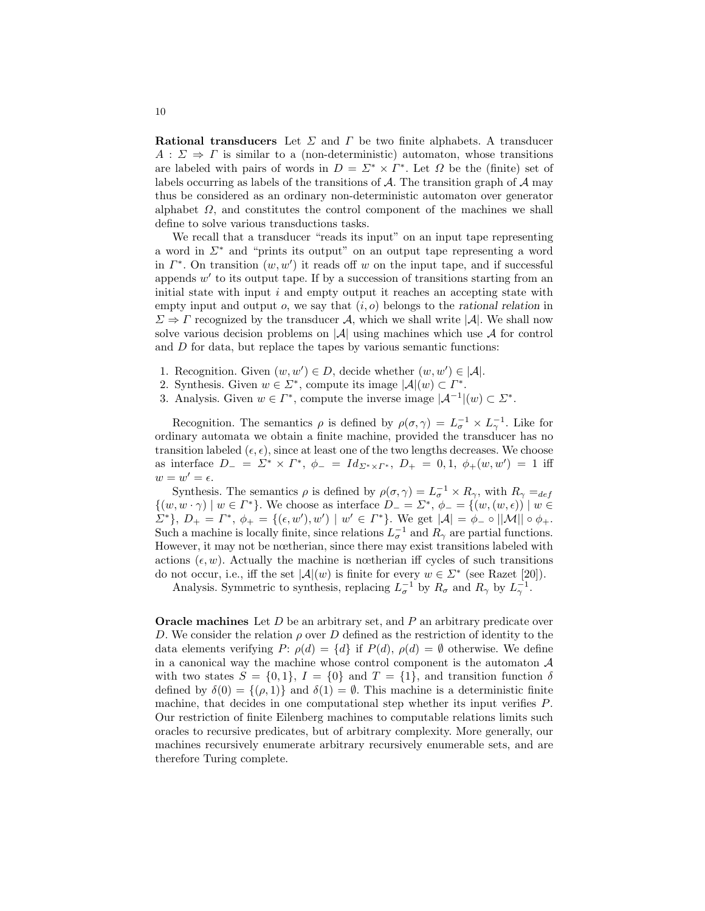**Rational transducers** Let $\Sigma$ and $\Gamma$ be two finite alphabets. A transducer $A : \Sigma \Rightarrow \Gamma$ is similar to a (non-deterministic) automaton, whose transitions are labeled with pairs of words in $D = \Sigma^* \times \Gamma^*$. Let $\Omega$ be the (finite) set of labels occurring as labels of the transitions of $\mathcal{A}$. The transition graph of $\mathcal{A}$ may thus be considered as an ordinary non-deterministic automaton over generator alphabet $\Omega$, and constitutes the control component of the machines we shall define to solve various transductions tasks.

We recall that a transducer "reads its input" on an input tape representing a word in $\Sigma^*$ and "prints its output" on an output tape representing a word in $\Gamma^*$. On transition $(w, w')$ it reads off $w$ on the input tape, and if successful appends $w'$ to its output tape. If by a succession of transitions starting from an initial state with input $i$ and empty output it reaches an accepting state with empty input and output $o$, we say that $(i, o)$ belongs to the *rational relation* in $\Sigma \Rightarrow \Gamma$ recognized by the transducer $\mathcal{A}$, which we shall write $|\mathcal{A}|$. We shall now solve various decision problems on $|\mathcal{A}|$ using machines which use $\mathcal{A}$ for control and $D$ for data, but replace the tapes by various semantic functions:

1. Recognition. Given $(w, w') \in D$, decide whether $(w, w') \in |\mathcal{A}|$.
2. Synthesis. Given $w \in \Sigma^*$, compute its image $|\mathcal{A}|(w) \subset \Gamma^*$.
3. Analysis. Given $w \in \Gamma^*$, compute the inverse image $|\mathcal{A}^{-1}|(w) \subset \Sigma^*$.

Recognition. The semantics $\rho$ is defined by $\rho(\sigma, \gamma) = L_\sigma^{-1} \times L_\gamma^{-1}$. Like for ordinary automata we obtain a finite machine, provided the transducer has no transition labeled $(\epsilon, \epsilon)$, since at least one of the two lengths decreases. We choose as interface $D_- = \Sigma^* \times \Gamma^*$, $\phi_- = Id_{\Sigma^* \times \Gamma^*}$, $D_+ = 0, 1$, $\phi_+(w, w') = 1$ iff $w = w' = \epsilon$.

Synthesis. The semantics $\rho$ is defined by $\rho(\sigma, \gamma) = L_\sigma^{-1} \times R_\gamma$, with $R_\gamma =_{def} \{(w, w \cdot \gamma) \mid w \in \Gamma^*\}$. We choose as interface $D_- = \Sigma^*$, $\phi_- = \{(w, (w, \epsilon)) \mid w \in \Sigma^*\}$, $D_+ = \Gamma^*$, $\phi_+ = \{(\epsilon, w'), w') \mid w' \in \Gamma^*\}$. We get $|\mathcal{A}| = \phi_- \circ ||\mathcal{M}|| \circ \phi_+$. Such a machine is locally finite, since relations $L_\sigma^{-1}$ and $R_\gamma$ are partial functions. However, it may not be nœtherian, since there may exist transitions labeled with actions $(\epsilon, w)$. Actually the machine is nœtherian iff cycles of such transitions do not occur, i.e., iff the set $|\mathcal{A}|(w)$ is finite for every $w \in \Sigma^*$ (see Razet [20]).

Analysis. Symmetric to synthesis, replacing $L_\sigma^{-1}$ by $R_\sigma$ and $R_\gamma$ by $L_\gamma^{-1}$.

**Oracle machines** Let $D$ be an arbitrary set, and $P$ an arbitrary predicate over $D$. We consider the relation $\rho$ over $D$ defined as the restriction of identity to the data elements verifying $P$: $\rho(d) = \{d\}$ if $P(d)$, $\rho(d) = \emptyset$ otherwise. We define in a canonical way the machine whose control component is the automaton $\mathcal{A}$ with two states $S = \{0, 1\}$, $I = \{0\}$ and $T = \{1\}$, and transition function $\delta$ defined by $\delta(0) = \{(\rho, 1)\}$ and $\delta(1) = \emptyset$. This machine is a deterministic finite machine, that decides in one computational step whether its input verifies $P$. Our restriction of finite Eilenberg machines to computable relations limits such oracles to recursive predicates, but of arbitrary complexity. More generally, our machines recursively enumerate arbitrary recursively enumerable sets, and are therefore Turing complete.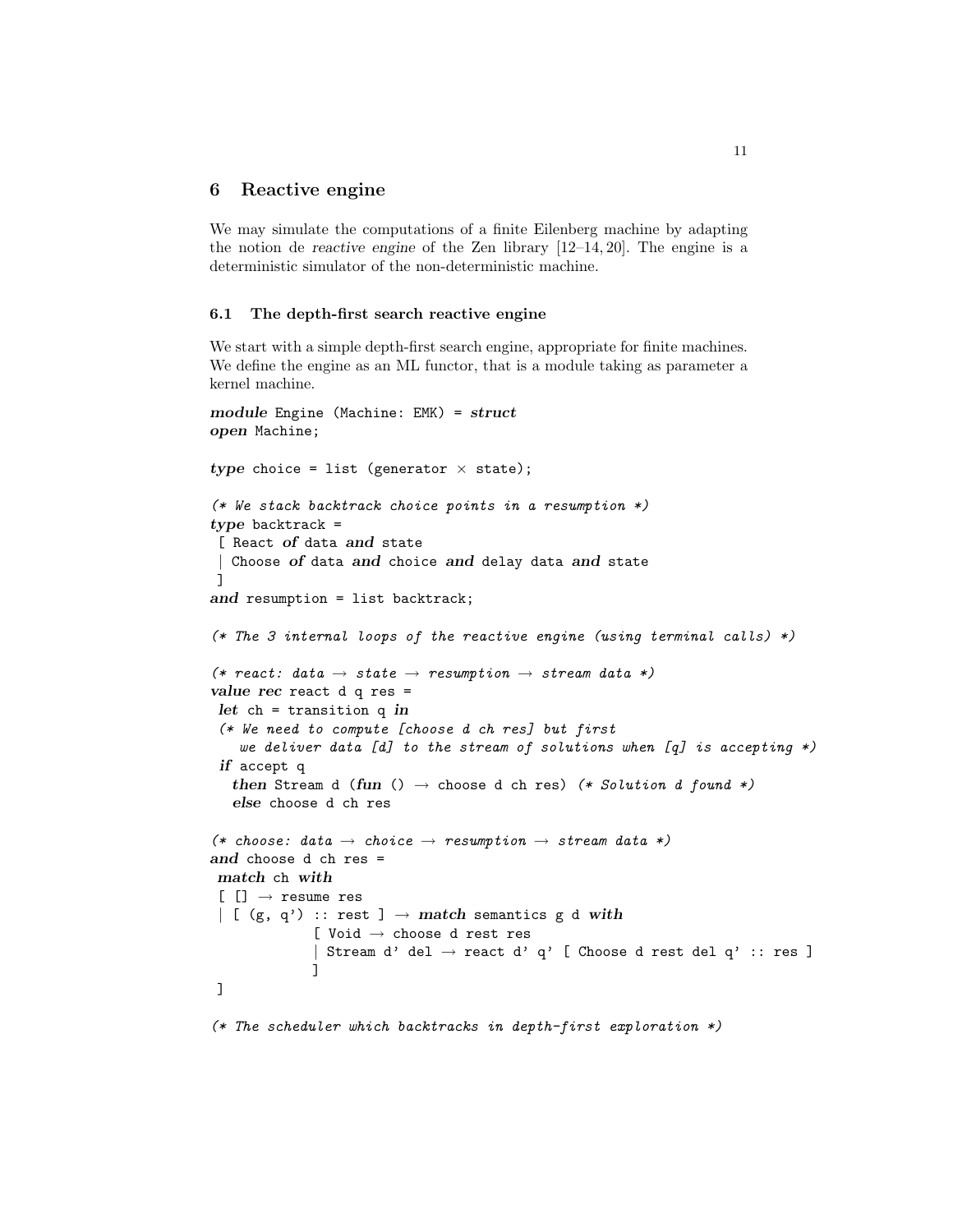## 6 Reactive engine

We may simulate the computations of a finite Eilenberg machine by adapting the notion de *reactive engine* of the Zen library [12–14, 20]. The engine is a deterministic simulator of the non-deterministic machine.

### 6.1 The depth-first search reactive engine

We start with a simple depth-first search engine, appropriate for finite machines. We define the engine as an ML functor, that is a module taking as parameter a kernel machine.

```
module Engine (Machine: EMK) = struct
open Machine;

type choice = list (generator × state);

(* We stack backtrack choice points in a resumption *)
type backtrack =
 [ React of data and state
 | Choose of data and choice and delay data and state
 ]
and resumption = list backtrack;

(* The 3 internal loops of the reactive engine (using terminal calls) *)

(* react: data → state → resumption → stream data *)
value rec react d q res =
 let ch = transition q in
 (* We need to compute [choose d ch res] but first
    we deliver data [d] to the stream of solutions when [q] is accepting *)
 if accept q
   then Stream d (fun () → choose d ch res) (* Solution d found *)
   else choose d ch res

(* choose: data → choice → resumption → stream data *)
and choose d ch res =
 match ch with
 [ [] → resume res
 | [ (g, q') :: rest ] → match semantics g d with
              [ Void → choose d rest res
              | Stream d' del → react d' q' [ Choose d rest del q' :: res ]
              ]
 ]

(* The scheduler which backtracks in depth-first exploration *)
```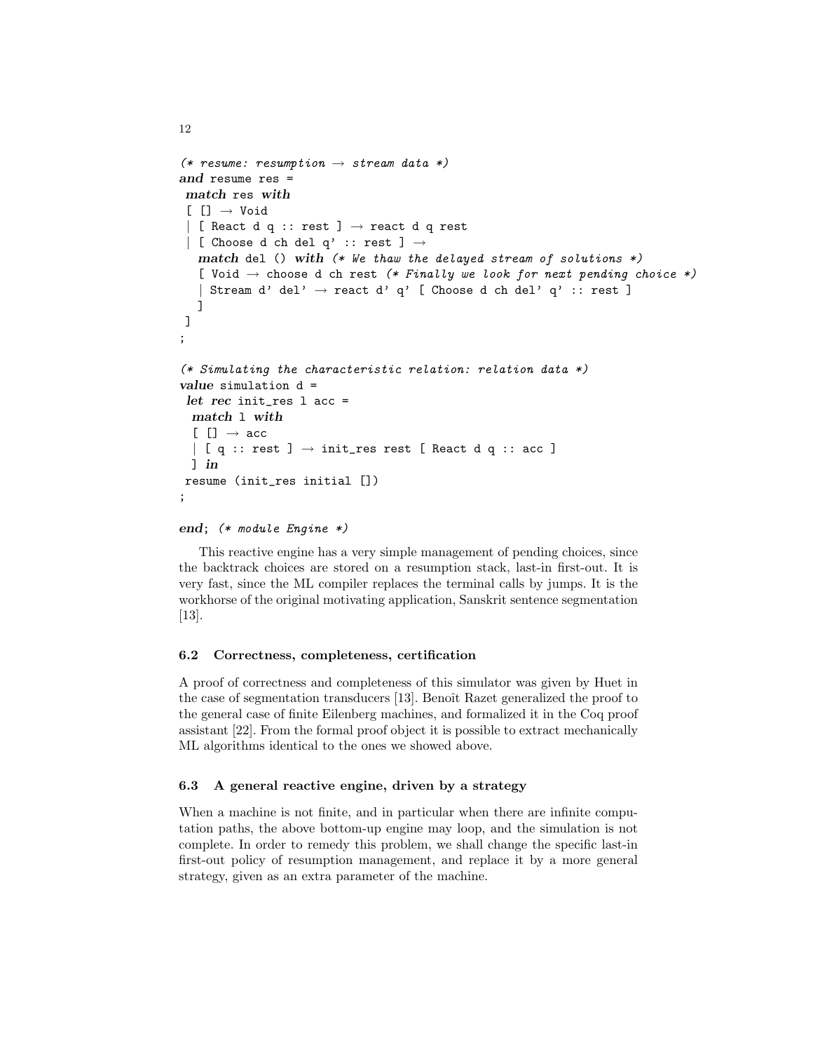```
(* resume: resumption → stream data *)
and resume res =
 match res with
 [ [] → Void
 | [ React d q :: rest ] → react d q rest
 | [ Choose d ch del q' :: rest ] →
   match del () with (* We thaw the delayed stream of solutions *)
   [ Void → choose d ch rest (* Finally we look for next pending choice *)
   | Stream d' del' → react d' q' [ Choose d ch del' q' :: rest ]
   ]
 ]
;

(* Simulating the characteristic relation: relation data *)
value simulation d =
 let rec init_res l acc =
  match l with
  [ [] → acc
  | [ q :: rest ] → init_res rest [ React d q :: acc ]
  ] in
 resume (init_res initial [])
;

end; (* module Engine *)
```

This reactive engine has a very simple management of pending choices, since the backtrack choices are stored on a resumption stack, last-in first-out. It is very fast, since the ML compiler replaces the terminal calls by jumps. It is the workhorse of the original motivating application, Sanskrit sentence segmentation [13].

### 6.2 Correctness, completeness, certification

A proof of correctness and completeness of this simulator was given by Huet in the case of segmentation transducers [13]. Benoît Razet generalized the proof to the general case of finite Eilenberg machines, and formalized it in the Coq proof assistant [22]. From the formal proof object it is possible to extract mechanically ML algorithms identical to the ones we showed above.

### 6.3 A general reactive engine, driven by a strategy

When a machine is not finite, and in particular when there are infinite computation paths, the above bottom-up engine may loop, and the simulation is not complete. In order to remedy this problem, we shall change the specific last-in first-out policy of resumption management, and replace it by a more general strategy, given as an extra parameter of the machine.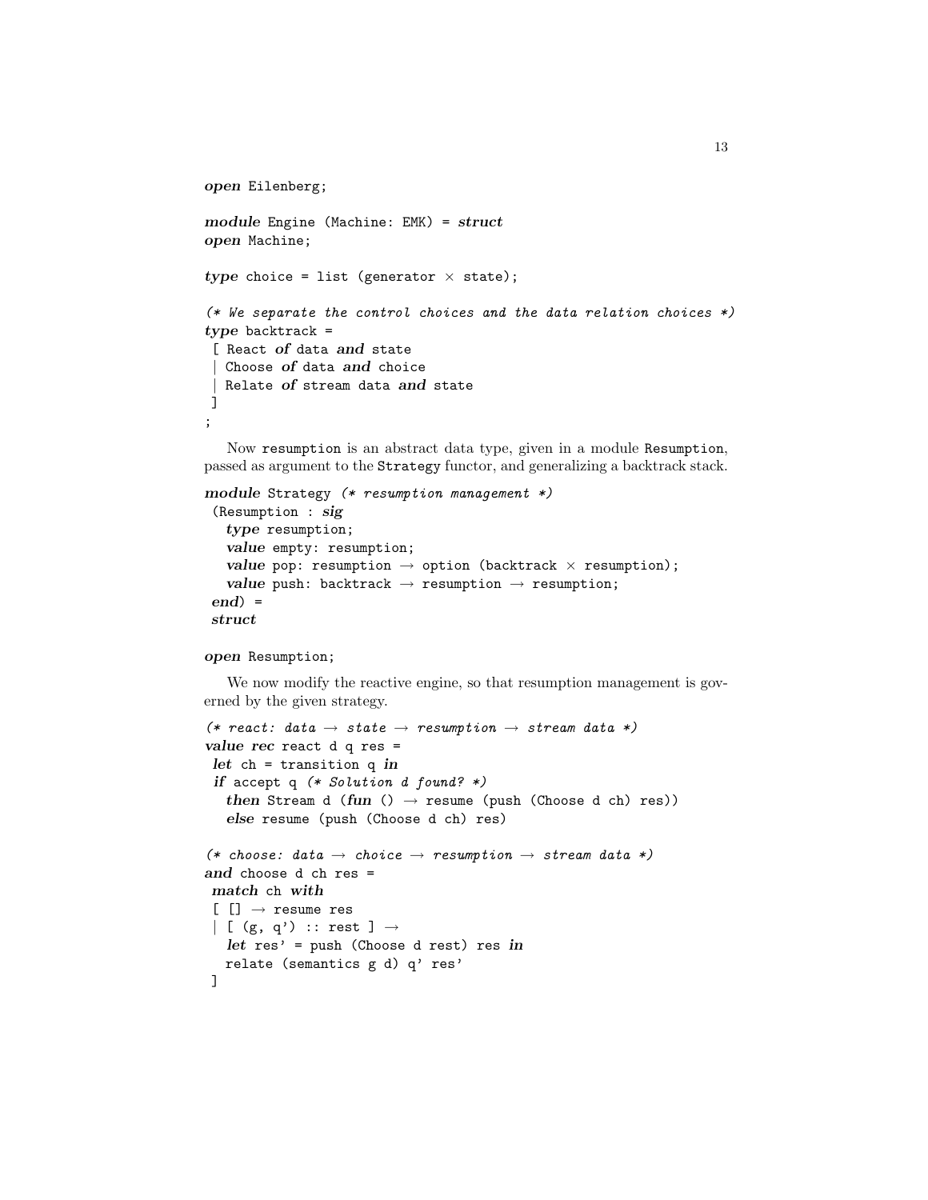```
open Eilenberg;

module Engine (Machine: EMK) = struct
open Machine;

type choice = list (generator × state);

(* We separate the control choices and the data relation choices *)
type backtrack =
 [ React of data and state
 | Choose of data and choice
 | Relate of stream data and state
 ]
;
```

Now resumption is an abstract data type, given in a module Resumption, passed as argument to the Strategy functor, and generalizing a backtrack stack.

```
module Strategy (* resumption management *)
 (Resumption : sig
   type resumption;
   value empty: resumption;
   value pop: resumption → option (backtrack × resumption);
   value push: backtrack → resumption → resumption;
 end) =
 struct

open Resumption;
```

We now modify the reactive engine, so that resumption management is governed by the given strategy.

```
(* react: data → state → resumption → stream data *)
value rec react d q res =
 let ch = transition q in
 if accept q (* Solution d found? *)
   then Stream d (fun () → resume (push (Choose d ch) res))
   else resume (push (Choose d ch) res)

(* choose: data → choice → resumption → stream data *)
and choose d ch res =
 match ch with
 [ [] → resume res
 | [ (g, q') :: rest ] →
   let res' = push (Choose d rest) res in
   relate (semantics g d) q' res'
 ]
```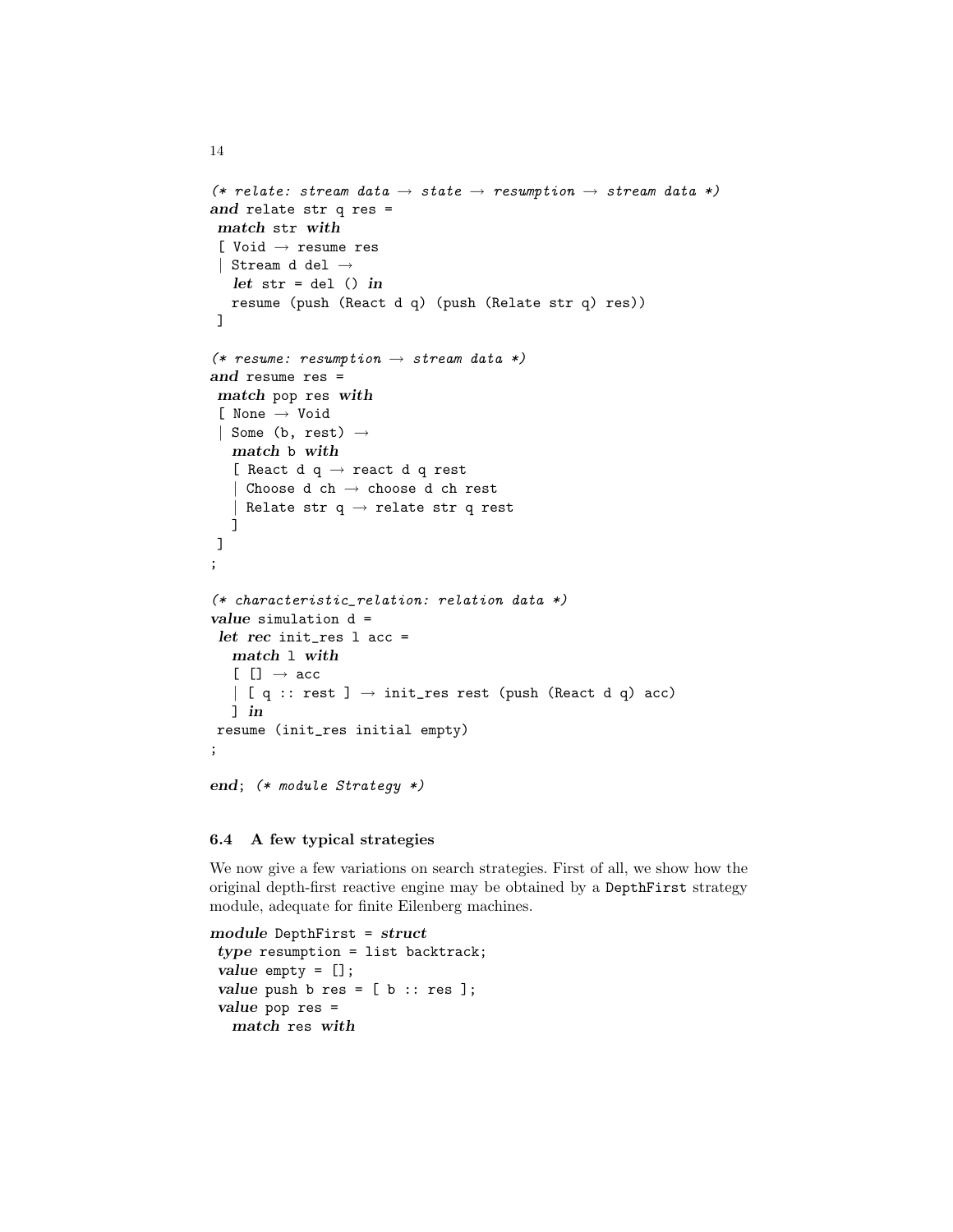```
(* relate: stream data → state → resumption → stream data *)
and relate str q res =
 match str with
 [ Void → resume res
 | Stream d del →
   let str = del () in
   resume (push (React d q) (push (Relate str q) res))
 ]

(* resume: resumption → stream data *)
and resume res =
 match pop res with
 [ None → Void
 | Some (b, rest) →
   match b with
   [ React d q → react d q rest
   | Choose d ch → choose d ch rest
   | Relate str q → relate str q rest
   ]
 ]
;

(* characteristic_relation: relation data *)
value simulation d =
 let rec init_res l acc =
   match l with
   [ [] → acc
   | [ q :: rest ] → init_res rest (push (React d q) acc)
   ] in
 resume (init_res initial empty)
;

end; (* module Strategy *)
```

### 6.4 A few typical strategies

We now give a few variations on search strategies. First of all, we show how the original depth-first reactive engine may be obtained by a `DepthFirst` strategy module, adequate for finite Eilenberg machines.

```
module DepthFirst = struct
 type resumption = list backtrack;
 value empty = [];
 value push b res = [ b :: res ];
 value pop res =
   match res with
```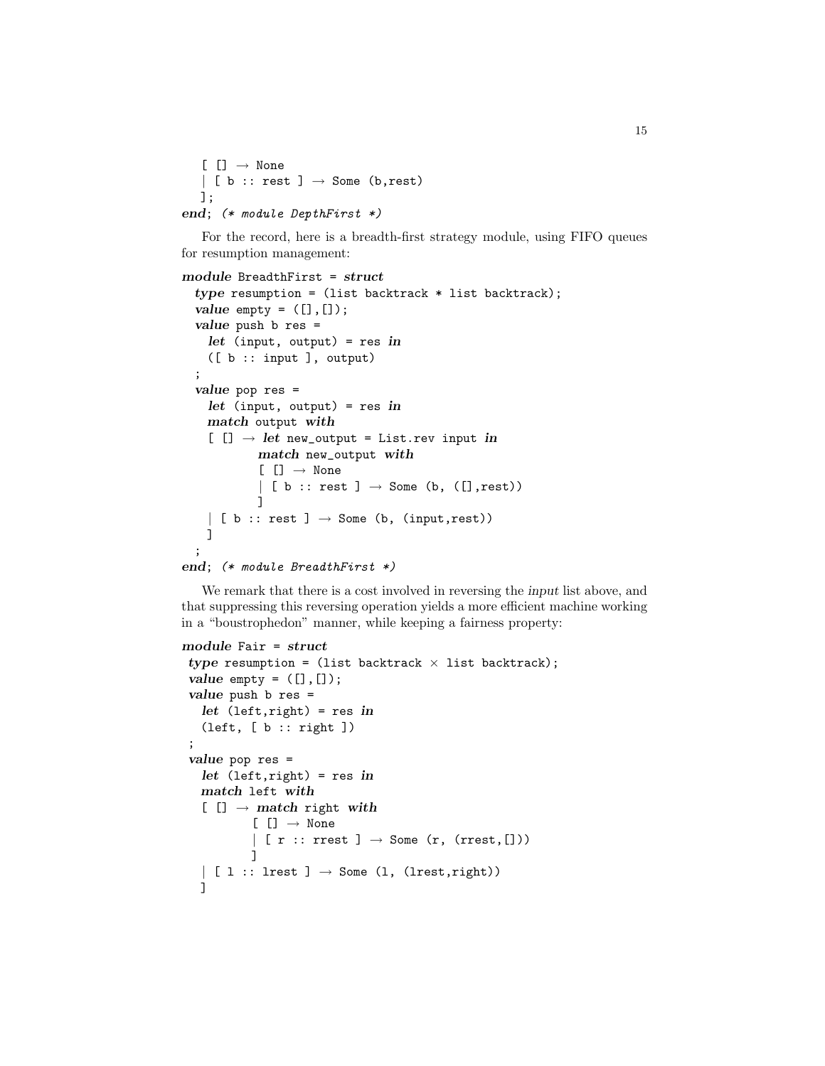```
  [ [] → None
  | [ b :: rest ] → Some (b,rest)
  ];
end; (* module DepthFirst *)
```

For the record, here is a breadth-first strategy module, using FIFO queues for resumption management:

```
module BreadthFirst = struct
  type resumption = (list backtrack * list backtrack);
  value empty = ([],[]);
  value push b res =
    let (input, output) = res in
    ([ b :: input ], output)
  ;
  value pop res =
    let (input, output) = res in
    match output with
    [ [] → let new_output = List.rev input in
           match new_output with
           [ [] → None
           | [ b :: rest ] → Some (b, ([],rest))
           ]
    | [ b :: rest ] → Some (b, (input,rest))
    ]
  ;
end; (* module BreadthFirst *)
```

We remark that there is a cost involved in reversing the *input* list above, and that suppressing this reversing operation yields a more efficient machine working in a "boustrophedon" manner, while keeping a fairness property:

```
module Fair = struct
 type resumption = (list backtrack × list backtrack);
 value empty = ([],[]);
 value push b res =
   let (left,right) = res in
   (left, [ b :: right ])
 ;
 value pop res =
   let (left,right) = res in
   match left with
   [ [] → match right with
          [ [] → None
          | [ r :: rrest ] → Some (r, (rrest,[]))
          ]
   | [ l :: lrest ] → Some (l, (lrest,right))
   ]
```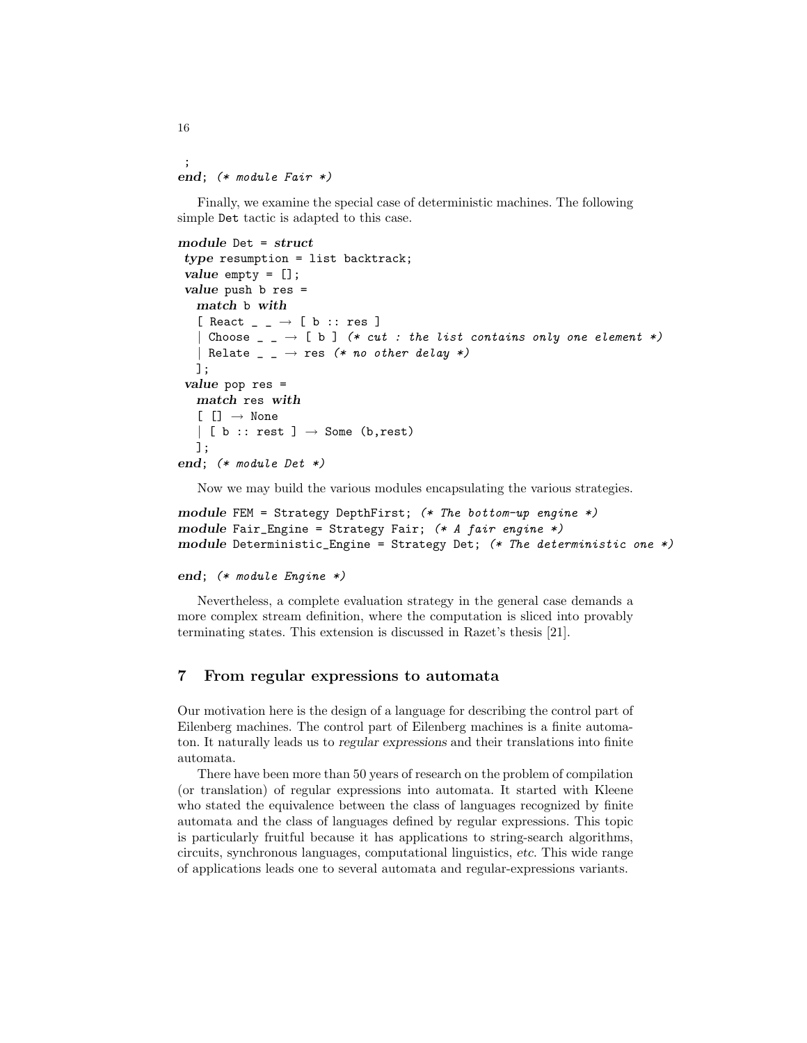```
 ;
end; (* module Fair *)
```

Finally, we examine the special case of deterministic machines. The following simple `Det` tactic is adapted to this case.

```
module Det = struct
 type resumption = list backtrack;
 value empty = [];
 value push b res =
   match b with
   [ React _ _ → [ b :: res ]
   | Choose _ _ → [ b ] (* cut : the list contains only one element *)
   | Relate _ _ → res (* no other delay *)
   ];
 value pop res =
   match res with
   [ [] → None
   | [ b :: rest ] → Some (b,rest)
   ];
end; (* module Det *)
```

Now we may build the various modules encapsulating the various strategies.

```
module FEM = Strategy DepthFirst; (* The bottom-up engine *)
module Fair_Engine = Strategy Fair; (* A fair engine *)
module Deterministic_Engine = Strategy Det; (* The deterministic one *)

end; (* module Engine *)
```

Nevertheless, a complete evaluation strategy in the general case demands a more complex stream definition, where the computation is sliced into provably terminating states. This extension is discussed in Razet's thesis [21].

## 7 From regular expressions to automata

Our motivation here is the design of a language for describing the control part of Eilenberg machines. The control part of Eilenberg machines is a finite automaton. It naturally leads us to *regular expressions* and their translations into finite automata.

There have been more than 50 years of research on the problem of compilation (or translation) of regular expressions into automata. It started with Kleene who stated the equivalence between the class of languages recognized by finite automata and the class of languages defined by regular expressions. This topic is particularly fruitful because it has applications to string-search algorithms, circuits, synchronous languages, computational linguistics, *etc*. This wide range of applications leads one to several automata and regular-expressions variants.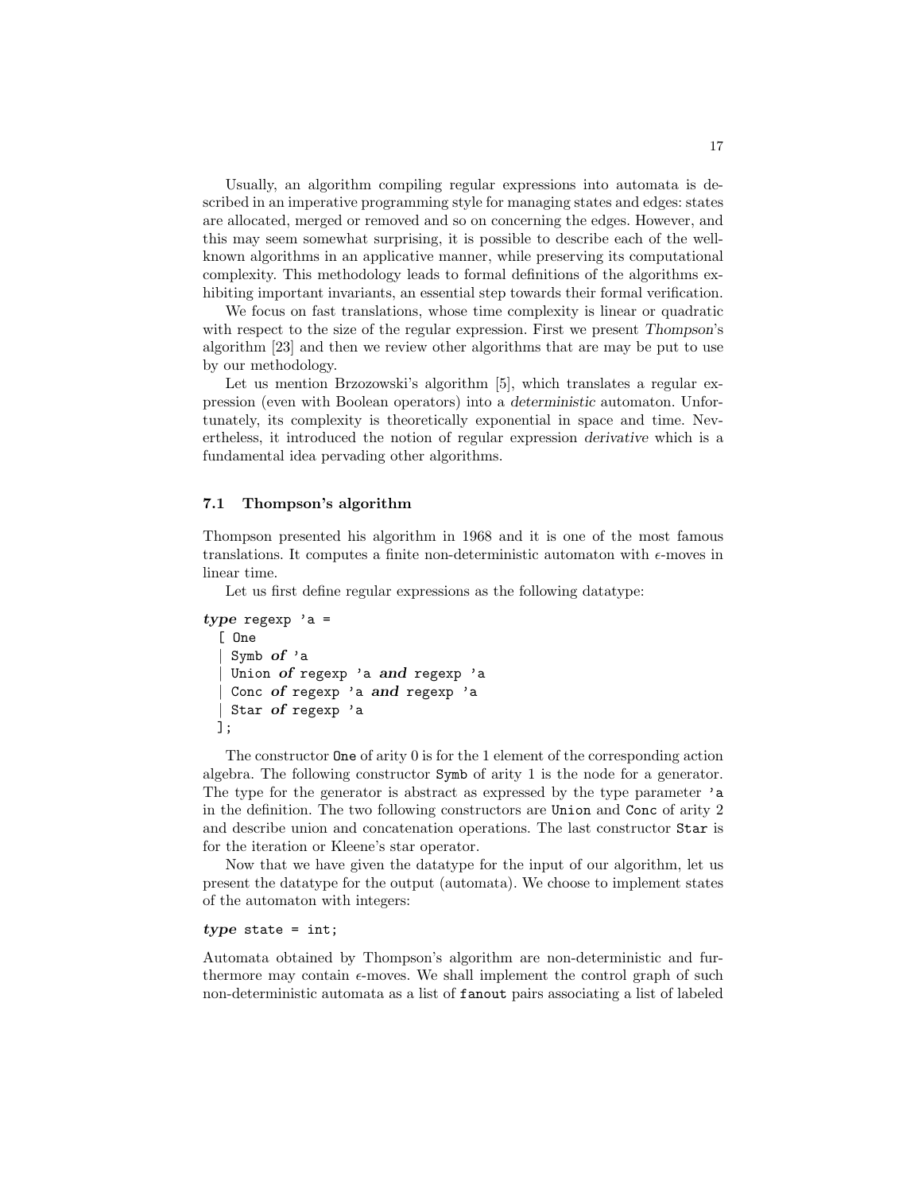Usually, an algorithm compiling regular expressions into automata is described in an imperative programming style for managing states and edges: states are allocated, merged or removed and so on concerning the edges. However, and this may seem somewhat surprising, it is possible to describe each of the well-known algorithms in an applicative manner, while preserving its computational complexity. This methodology leads to formal definitions of the algorithms exhibiting important invariants, an essential step towards their formal verification.

We focus on fast translations, whose time complexity is linear or quadratic with respect to the size of the regular expression. First we present *Thompson*'s algorithm [23] and then we review other algorithms that are may be put to use by our methodology.

Let us mention Brzozowski's algorithm [5], which translates a regular expression (even with Boolean operators) into a *deterministic* automaton. Unfortunately, its complexity is theoretically exponential in space and time. Nevertheless, it introduced the notion of regular expression *derivative* which is a fundamental idea pervading other algorithms.

### 7.1 Thompson's algorithm

Thompson presented his algorithm in 1968 and it is one of the most famous translations. It computes a finite non-deterministic automaton with $\epsilon$-moves in linear time.

Let us first define regular expressions as the following datatype:

```
type regexp 'a =
  [ One
  | Symb of 'a
  | Union of regexp 'a and regexp 'a
  | Conc of regexp 'a and regexp 'a
  | Star of regexp 'a
  ];
```

The constructor `One` of arity 0 is for the 1 element of the corresponding action algebra. The following constructor `Symb` of arity 1 is the node for a generator. The type for the generator is abstract as expressed by the type parameter `'a` in the definition. The two following constructors are `Union` and `Conc` of arity 2 and describe union and concatenation operations. The last constructor `Star` is for the iteration or Kleene's star operator.

Now that we have given the datatype for the input of our algorithm, let us present the datatype for the output (automata). We choose to implement states of the automaton with integers:

```
type state = int;
```

Automata obtained by Thompson's algorithm are non-deterministic and furthermore may contain $\epsilon$-moves. We shall implement the control graph of such non-deterministic automata as a list of `fanout` pairs associating a list of labeled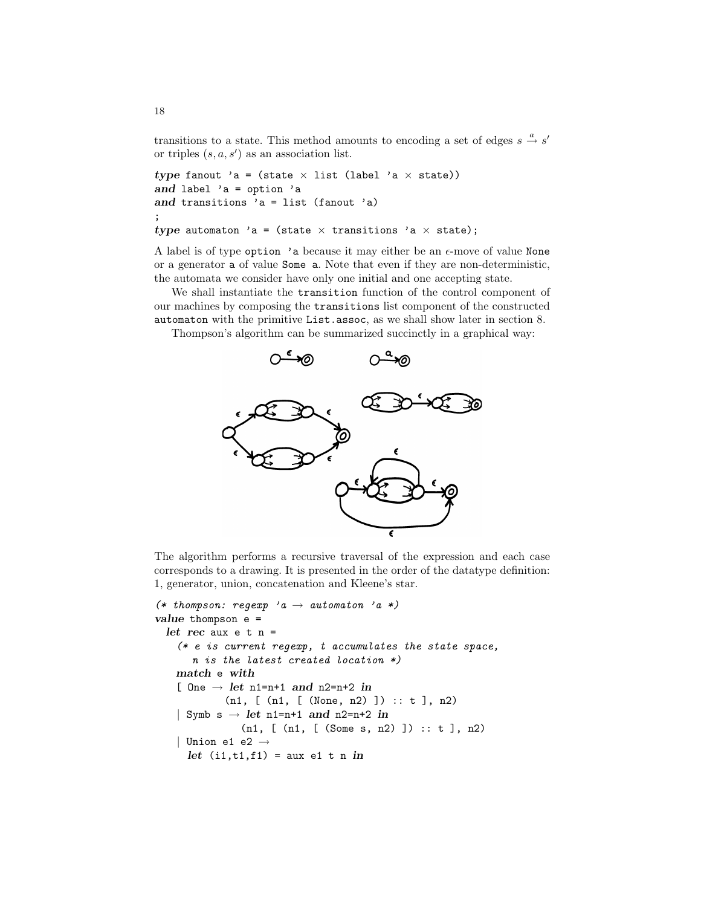transitions to a state. This method amounts to encoding a set of edges $s \xrightarrow{a} s'$ or triples $(s, a, s')$ as an association list.

```
type fanout 'a = (state × list (label 'a × state))
and label 'a = option 'a
and transitions 'a = list (fanout 'a)
;
type automaton 'a = (state × transitions 'a × state);
```

A label is of type `option 'a` because it may either be an $\epsilon$-move of value `None` or a generator `a` of value `Some a`. Note that even if they are non-deterministic, the automata we consider have only one initial and one accepting state.

We shall instantiate the `transition` function of the control component of our machines by composing the `transitions` list component of the constructed `automaton` with the primitive `List.assoc`, as we shall show later in section 8.

Thompson's algorithm can be summarized succinctly in a graphical way:

The algorithm performs a recursive traversal of the expression and each case corresponds to a drawing. It is presented in the order of the datatype definition: 1, generator, union, concatenation and Kleene's star.

```
(* thompson: regexp 'a → automaton 'a *)
value thompson e =
  let rec aux e t n =
    (* e is current regexp, t accumulates the state space,
       n is the latest created location *)
    match e with
    [ One → let n1=n+1 and n2=n+2 in
            (n1, [ (n1, [ (None, n2) ]) :: t ], n2)
    | Symb s → let n1=n+1 and n2=n+2 in
               (n1, [ (n1, [ (Some s, n2) ]) :: t ], n2)
    | Union e1 e2 →
      let (i1,t1,f1) = aux e1 t n in
```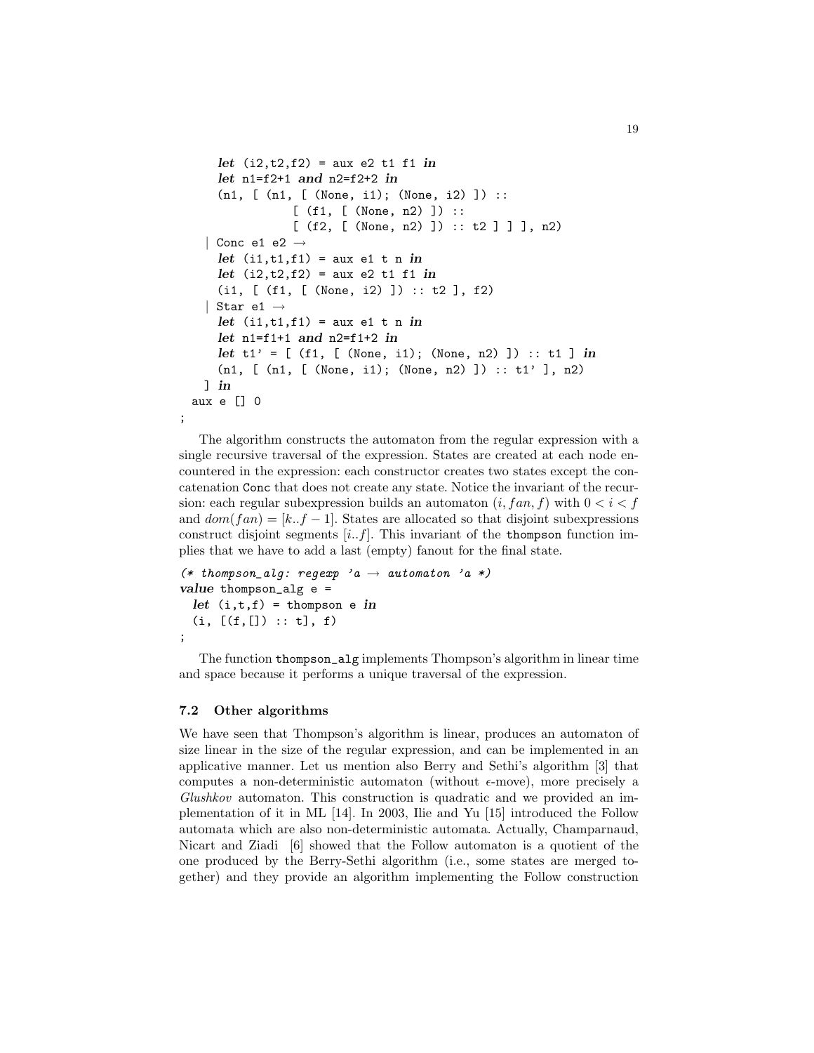```
      let (i2,t2,f2) = aux e2 t1 f1 in
      let n1=f2+1 and n2=f2+2 in
      (n1, [ (n1, [ (None, i1); (None, i2) ]) ::
                [ (f1, [ (None, n2) ]) ::
                [ (f2, [ (None, n2) ]) :: t2 ] ] ], n2)
    | Conc e1 e2 →
      let (i1,t1,f1) = aux e1 t n in
      let (i2,t2,f2) = aux e2 t1 f1 in
      (i1, [ (f1, [ (None, i2) ]) :: t2 ], f2)
    | Star e1 →
      let (i1,t1,f1) = aux e1 t n in
      let n1=f1+1 and n2=f1+2 in
      let t1' = [ (f1, [ (None, i1); (None, n2) ]) :: t1 ] in
      (n1, [ (n1, [ (None, i1); (None, n2) ]) :: t1' ], n2)
    ] in
  aux e [] 0
;
```

The algorithm constructs the automaton from the regular expression with a single recursive traversal of the expression. States are created at each node encountered in the expression: each constructor creates two states except the concatenation `Conc` that does not create any state. Notice the invariant of the recursion: each regular subexpression builds an automaton $(i, fan, f)$ with $0 < i < f$ and $dom(fan) = [k..f-1]$. States are allocated so that disjoint subexpressions construct disjoint segments $[i..f]$. This invariant of the `thompson` function implies that we have to add a last (empty) fanout for the final state.

```
(* thompson_alg: regexp 'a → automaton 'a *)
value thompson_alg e =
  let (i,t,f) = thompson e in
  (i, [(f,[]) :: t], f)
;
```

The function `thompson_alg` implements Thompson's algorithm in linear time and space because it performs a unique traversal of the expression.

### 7.2 Other algorithms

We have seen that Thompson's algorithm is linear, produces an automaton of size linear in the size of the regular expression, and can be implemented in an applicative manner. Let us mention also Berry and Sethi's algorithm [3] that computes a non-deterministic automaton (without $\epsilon$-move), more precisely a *Glushkov* automaton. This construction is quadratic and we provided an implementation of it in ML [14]. In 2003, Ilie and Yu [15] introduced the Follow automata which are also non-deterministic automata. Actually, Champarnaud, Nicart and Ziadi [6] showed that the Follow automaton is a quotient of the one produced by the Berry-Sethi algorithm (i.e., some states are merged together) and they provide an algorithm implementing the Follow construction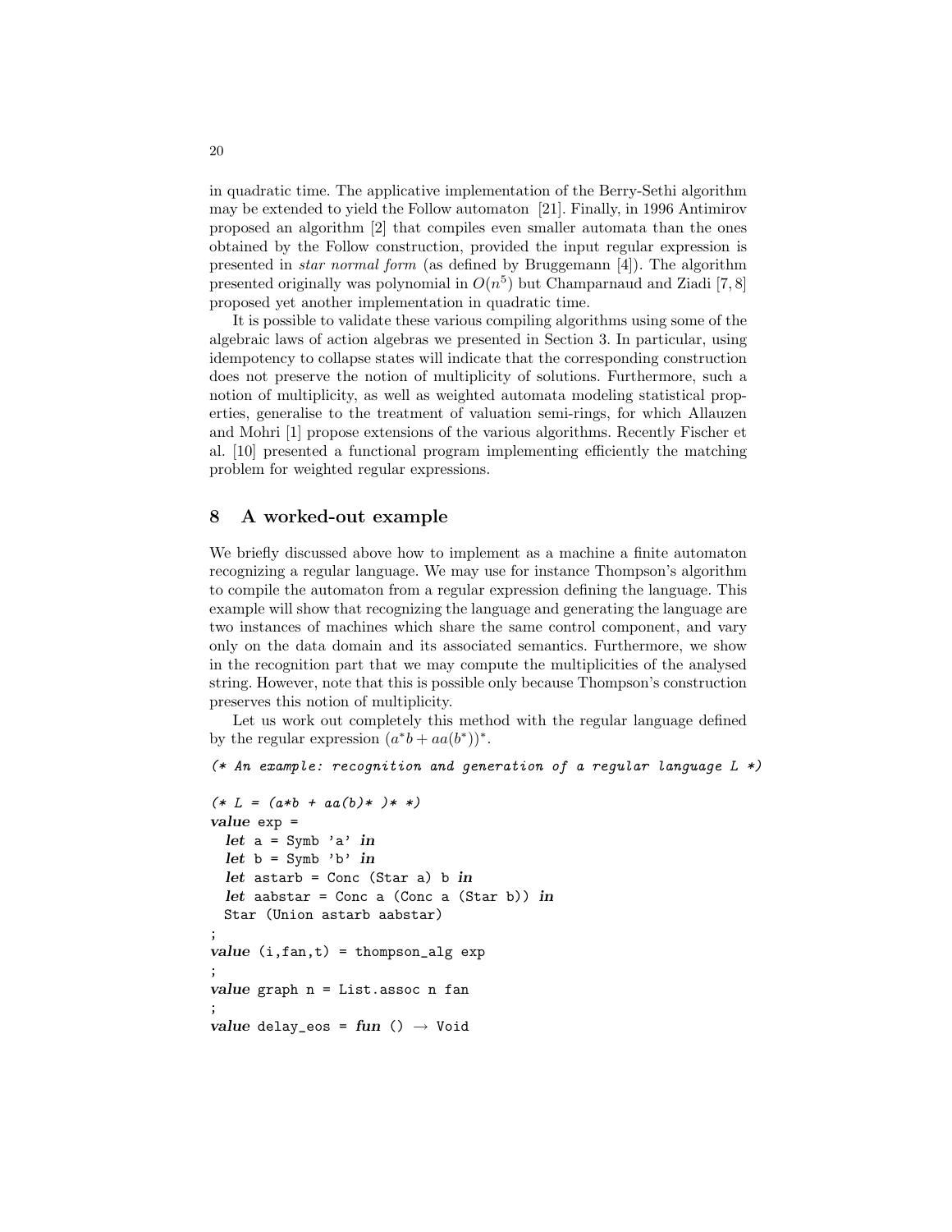in quadratic time. The applicative implementation of the Berry-Sethi algorithm may be extended to yield the Follow automaton [21]. Finally, in 1996 Antimirov proposed an algorithm [2] that compiles even smaller automata than the ones obtained by the Follow construction, provided the input regular expression is presented in *star normal form* (as defined by Bruggemann [4]). The algorithm presented originally was polynomial in $O(n^5)$ but Champarnaud and Ziadi [7, 8] proposed yet another implementation in quadratic time.

It is possible to validate these various compiling algorithms using some of the algebraic laws of action algebras we presented in Section 3. In particular, using idempotency to collapse states will indicate that the corresponding construction does not preserve the notion of multiplicity of solutions. Furthermore, such a notion of multiplicity, as well as weighted automata modeling statistical properties, generalise to the treatment of valuation semi-rings, for which Allauzen and Mohri [1] propose extensions of the various algorithms. Recently Fischer et al. [10] presented a functional program implementing efficiently the matching problem for weighted regular expressions.

## 8 A worked-out example

We briefly discussed above how to implement as a machine a finite automaton recognizing a regular language. We may use for instance Thompson's algorithm to compile the automaton from a regular expression defining the language. This example will show that recognizing the language and generating the language are two instances of machines which share the same control component, and vary only on the data domain and its associated semantics. Furthermore, we show in the recognition part that we may compute the multiplicities of the analysed string. However, note that this is possible only because Thompson's construction preserves this notion of multiplicity.

Let us work out completely this method with the regular language defined by the regular expression $(a^*b + aa(b^*))^*$.

```
(* An example: recognition and generation of a regular language L *)

(* L = (a*b + aa(b)* )* *)
value exp =
  let a = Symb 'a' in
  let b = Symb 'b' in
  let astarb = Conc (Star a) b in
  let aabstar = Conc a (Conc a (Star b)) in
  Star (Union astarb aabstar)
;
value (i,fan,t) = thompson_alg exp
;
value graph n = List.assoc n fan
;
value delay_eos = fun () → Void
```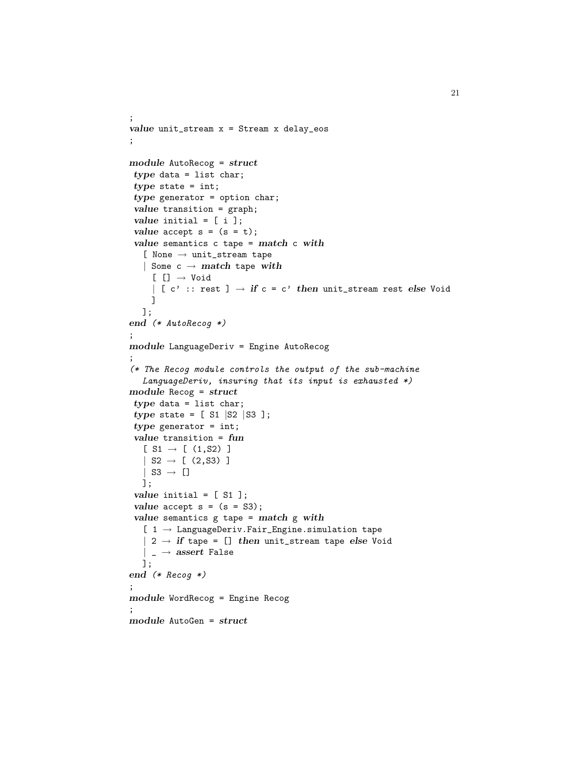```
;
value unit_stream x = Stream x delay_eos
;

module AutoRecog = struct
 type data = list char;
 type state = int;
 type generator = option char;
 value transition = graph;
 value initial = [ i ];
 value accept s = (s = t);
 value semantics c tape = match c with
   [ None → unit_stream tape
   | Some c → match tape with
     [ [] → Void
     | [ c' :: rest ] → if c = c' then unit_stream rest else Void
     ]
   ];
end (* AutoRecog *)
;
module LanguageDeriv = Engine AutoRecog
;
(* The Recog module controls the output of the sub-machine
   LanguageDeriv, insuring that its input is exhausted *)
module Recog = struct
 type data = list char;
 type state = [ S1 |S2 |S3 ];
 type generator = int;
 value transition = fun
   [ S1 → [ (1,S2) ]
   | S2 → [ (2,S3) ]
   | S3 → []
   ];
 value initial = [ S1 ];
 value accept s = (s = S3);
 value semantics g tape = match g with
   [ 1 → LanguageDeriv.Fair_Engine.simulation tape
   | 2 → if tape = [] then unit_stream tape else Void
   | _ → assert False
   ];
end (* Recog *)
;
module WordRecog = Engine Recog
;
module AutoGen = struct
```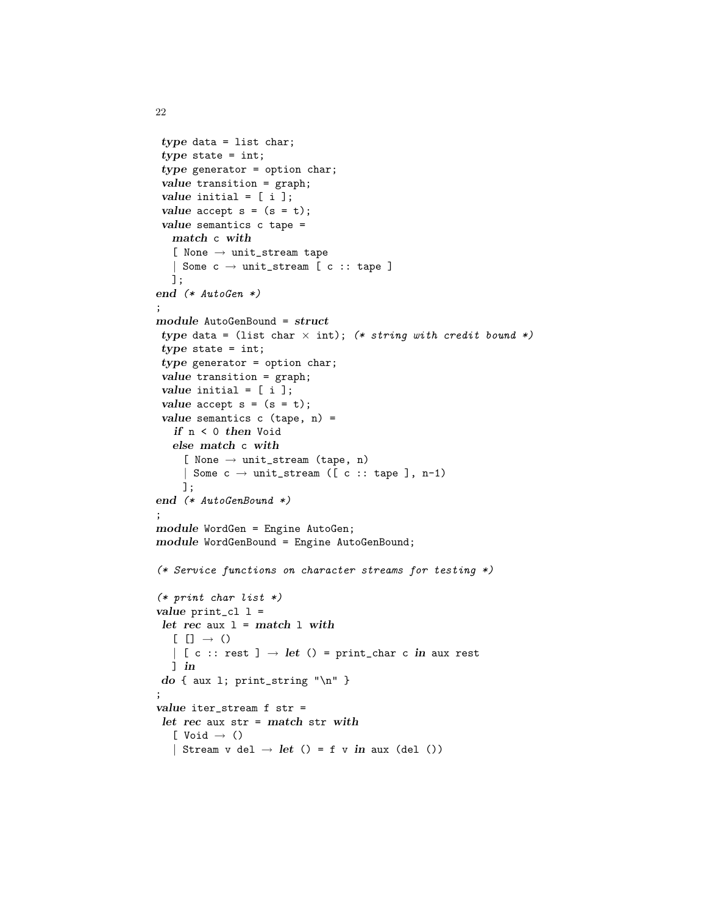```
 type data = list char;
 type state = int;
 type generator = option char;
 value transition = graph;
 value initial = [ i ];
 value accept s = (s = t);
 value semantics c tape =
   match c with
   [ None → unit_stream tape
   | Some c → unit_stream [ c :: tape ]
   ];
end (* AutoGen *)
;
module AutoGenBound = struct
 type data = (list char × int); (* string with credit bound *)
 type state = int;
 type generator = option char;
 value transition = graph;
 value initial = [ i ];
 value accept s = (s = t);
 value semantics c (tape, n) =
   if n < 0 then Void
   else match c with
     [ None → unit_stream (tape, n)
     | Some c → unit_stream ([ c :: tape ], n-1)
     ];
end (* AutoGenBound *)
;
module WordGen = Engine AutoGen;
module WordGenBound = Engine AutoGenBound;

(* Service functions on character streams for testing *)

(* print char list *)
value print_cl l =
 let rec aux l = match l with
   [ [] → ()
   | [ c :: rest ] → let () = print_char c in aux rest
   ] in
 do { aux l; print_string "\n" }
;
value iter_stream f str =
 let rec aux str = match str with
   [ Void → ()
   | Stream v del → let () = f v in aux (del ())
```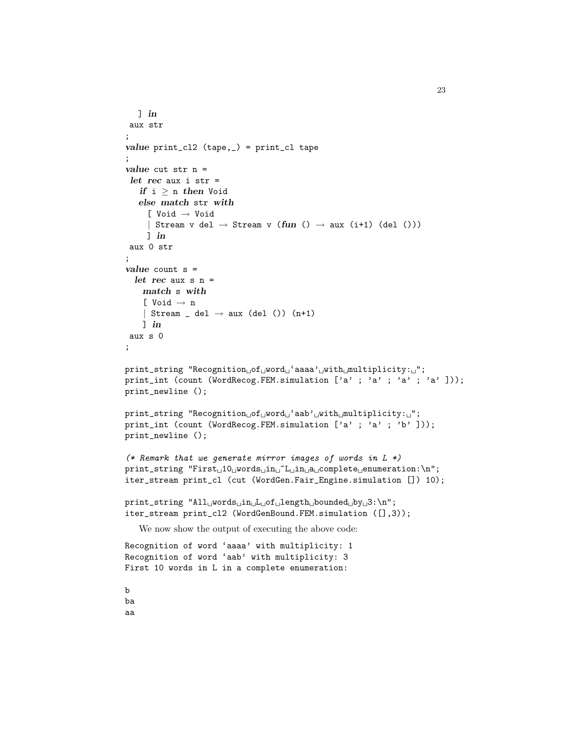```
  ] in
 aux str
;
value print_cl2 (tape,_) = print_cl tape
;
value cut str n =
 let rec aux i str =
   if i ≥ n then Void
   else match str with
     [ Void → Void
     | Stream v del → Stream v (fun () → aux (i+1) (del ()))
     ] in
 aux 0 str
;
value count s =
  let rec aux s n =
    match s with
    [ Void → n
    | Stream _ del → aux (del ()) (n+1)
    ] in
 aux s 0
;

print_string "Recognition of word 'aaaa' with multiplicity: ";
print_int (count (WordRecog.FEM.simulation ['a' ; 'a' ; 'a' ; 'a' ]));
print_newline ();

print_string "Recognition of word 'aab' with multiplicity: ";
print_int (count (WordRecog.FEM.simulation ['a' ; 'a' ; 'b' ]));
print_newline ();

(* Remark that we generate mirror images of words in L *)
print_string "First 10 words in ~L in a complete enumeration:\n";
iter_stream print_cl (cut (WordGen.Fair_Engine.simulation []) 10);

print_string "All words in L of length bounded by 3:\n";
iter_stream print_cl2 (WordGenBound.FEM.simulation ([],3));
```

We now show the output of executing the above code:

```
Recognition of word 'aaaa' with multiplicity: 1
Recognition of word 'aab' with multiplicity: 3
First 10 words in L in a complete enumeration:

b
ba
aa
```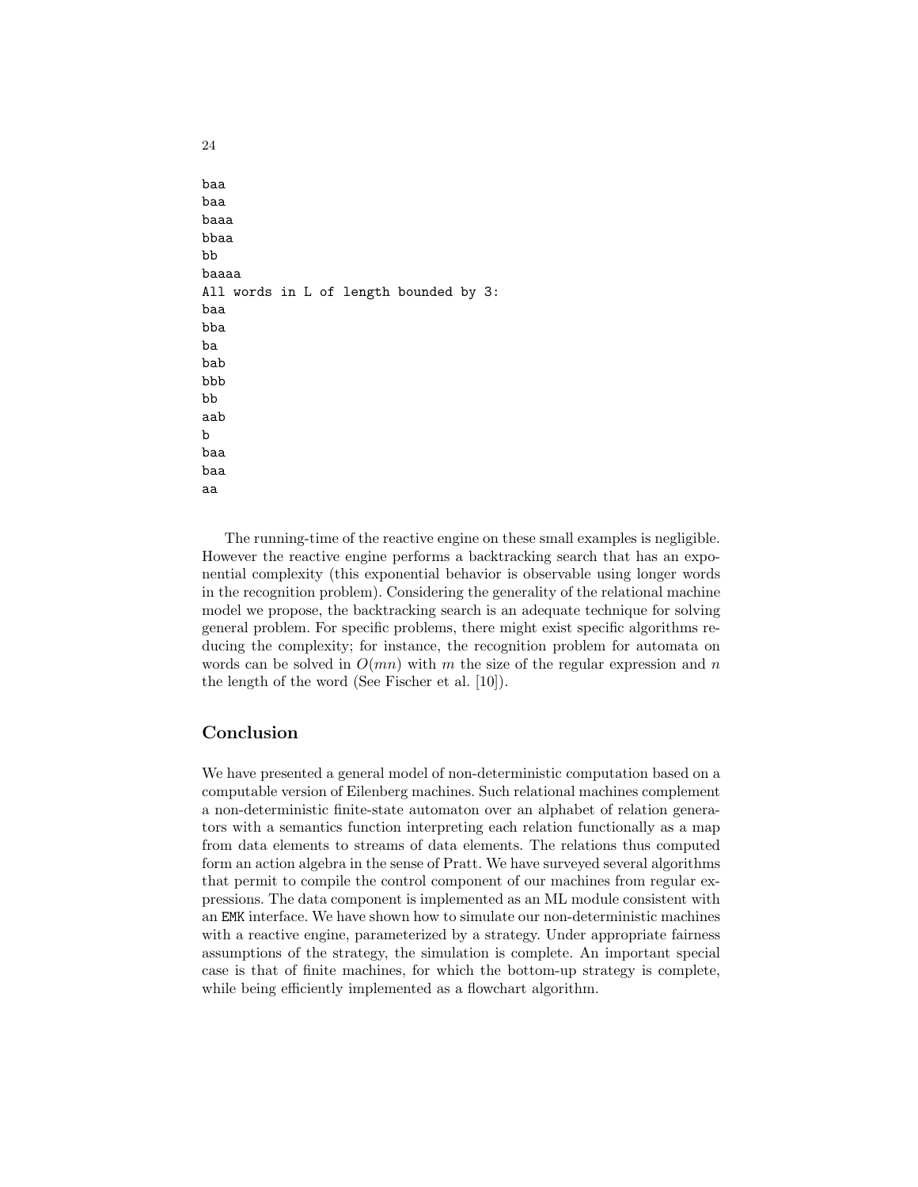```
baa
baa
baaa
bbaa
bb
baaaa
All words in L of length bounded by 3:
baa
bba
ba
bab
bbb
bb
aab
b
baa
baa
aa
```

The running-time of the reactive engine on these small examples is negligible. However the reactive engine performs a backtracking search that has an exponential complexity (this exponential behavior is observable using longer words in the recognition problem). Considering the generality of the relational machine model we propose, the backtracking search is an adequate technique for solving general problem. For specific problems, there might exist specific algorithms reducing the complexity; for instance, the recognition problem for automata on words can be solved in $O(mn)$ with $m$ the size of the regular expression and $n$ the length of the word (See Fischer et al. [10]).

## Conclusion

We have presented a general model of non-deterministic computation based on a computable version of Eilenberg machines. Such relational machines complement a non-deterministic finite-state automaton over an alphabet of relation generators with a semantics function interpreting each relation functionally as a map from data elements to streams of data elements. The relations thus computed form an action algebra in the sense of Pratt. We have surveyed several algorithms that permit to compile the control component of our machines from regular expressions. The data component is implemented as an ML module consistent with an `EMK` interface. We have shown how to simulate our non-deterministic machines with a reactive engine, parameterized by a strategy. Under appropriate fairness assumptions of the strategy, the simulation is complete. An important special case is that of finite machines, for which the bottom-up strategy is complete, while being efficiently implemented as a flowchart algorithm.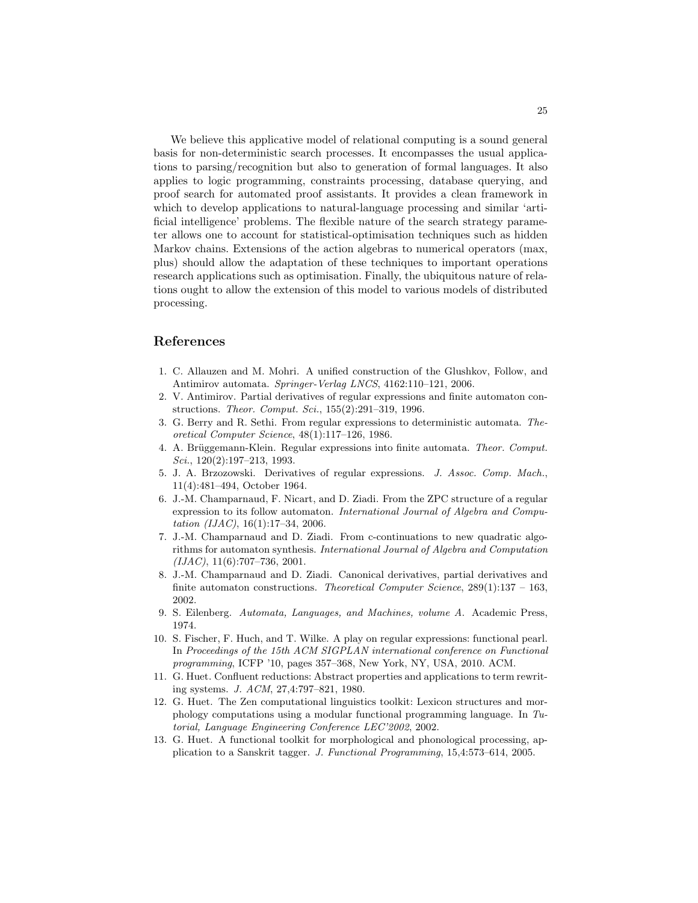We believe this applicative model of relational computing is a sound general basis for non-deterministic search processes. It encompasses the usual applications to parsing/recognition but also to generation of formal languages. It also applies to logic programming, constraints processing, database querying, and proof search for automated proof assistants. It provides a clean framework in which to develop applications to natural-language processing and similar 'artificial intelligence' problems. The flexible nature of the search strategy parameter allows one to account for statistical-optimisation techniques such as hidden Markov chains. Extensions of the action algebras to numerical operators (max, plus) should allow the adaptation of these techniques to important operations research applications such as optimisation. Finally, the ubiquitous nature of relations ought to allow the extension of this model to various models of distributed processing.

## References

1. C. Allauzen and M. Mohri. A unified construction of the Glushkov, Follow, and Antimirov automata. *Springer-Verlag LNCS*, 4162:110–121, 2006.
2. V. Antimirov. Partial derivatives of regular expressions and finite automaton constructions. *Theor. Comput. Sci.*, 155(2):291–319, 1996.
3. G. Berry and R. Sethi. From regular expressions to deterministic automata. *Theoretical Computer Science*, 48(1):117–126, 1986.
4. A. Brüggemann-Klein. Regular expressions into finite automata. *Theor. Comput. Sci.*, 120(2):197–213, 1993.
5. J. A. Brzozowski. Derivatives of regular expressions. *J. Assoc. Comp. Mach.*, 11(4):481–494, October 1964.
6. J.-M. Champarnaud, F. Nicart, and D. Ziadi. From the ZPC structure of a regular expression to its follow automaton. *International Journal of Algebra and Computation (IJAC)*, 16(1):17–34, 2006.
7. J.-M. Champarnaud and D. Ziadi. From c-continuations to new quadratic algorithms for automaton synthesis. *International Journal of Algebra and Computation (IJAC)*, 11(6):707–736, 2001.
8. J.-M. Champarnaud and D. Ziadi. Canonical derivatives, partial derivatives and finite automaton constructions. *Theoretical Computer Science*, 289(1):137 – 163, 2002.
9. S. Eilenberg. *Automata, Languages, and Machines, volume A.* Academic Press, 1974.
10. S. Fischer, F. Huch, and T. Wilke. A play on regular expressions: functional pearl. In *Proceedings of the 15th ACM SIGPLAN international conference on Functional programming*, ICFP '10, pages 357–368, New York, NY, USA, 2010. ACM.
11. G. Huet. Confluent reductions: Abstract properties and applications to term rewriting systems. *J. ACM*, 27,4:797–821, 1980.
12. G. Huet. The Zen computational linguistics toolkit: Lexicon structures and morphology computations using a modular functional programming language. In *Tutorial, Language Engineering Conference LEC'2002*, 2002.
13. G. Huet. A functional toolkit for morphological and phonological processing, application to a Sanskrit tagger. *J. Functional Programming*, 15,4:573–614, 2005.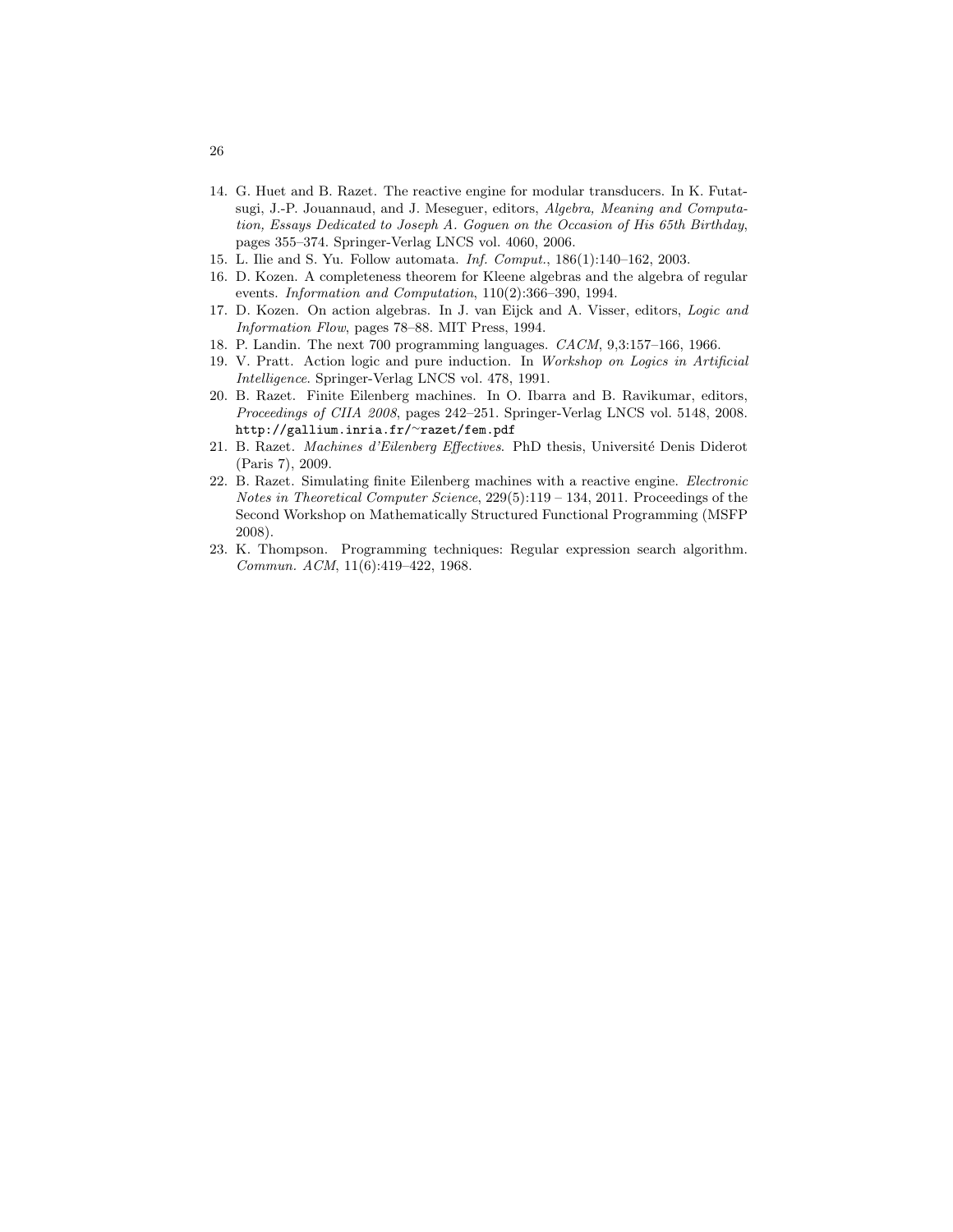14. G. Huet and B. Razet. The reactive engine for modular transducers. In K. Futatsugi, J.-P. Jouannaud, and J. Meseguer, editors, *Algebra, Meaning and Computation, Essays Dedicated to Joseph A. Goguen on the Occasion of His 65th Birthday*, pages 355–374. Springer-Verlag LNCS vol. 4060, 2006.
15. L. Ilie and S. Yu. Follow automata. *Inf. Comput.*, 186(1):140–162, 2003.
16. D. Kozen. A completeness theorem for Kleene algebras and the algebra of regular events. *Information and Computation*, 110(2):366–390, 1994.
17. D. Kozen. On action algebras. In J. van Eijck and A. Visser, editors, *Logic and Information Flow*, pages 78–88. MIT Press, 1994.
18. P. Landin. The next 700 programming languages. *CACM*, 9,3:157–166, 1966.
19. V. Pratt. Action logic and pure induction. In *Workshop on Logics in Artificial Intelligence*. Springer-Verlag LNCS vol. 478, 1991.
20. B. Razet. Finite Eilenberg machines. In O. Ibarra and B. Ravikumar, editors, *Proceedings of CIIA 2008*, pages 242–251. Springer-Verlag LNCS vol. 5148, 2008. `http://gallium.inria.fr/~razet/fem.pdf`
21. B. Razet. *Machines d'Eilenberg Effectives*. PhD thesis, Université Denis Diderot (Paris 7), 2009.
22. B. Razet. Simulating finite Eilenberg machines with a reactive engine. *Electronic Notes in Theoretical Computer Science*, 229(5):119 – 134, 2011. Proceedings of the Second Workshop on Mathematically Structured Functional Programming (MSFP 2008).
23. K. Thompson. Programming techniques: Regular expression search algorithm. *Commun. ACM*, 11(6):419–422, 1968.